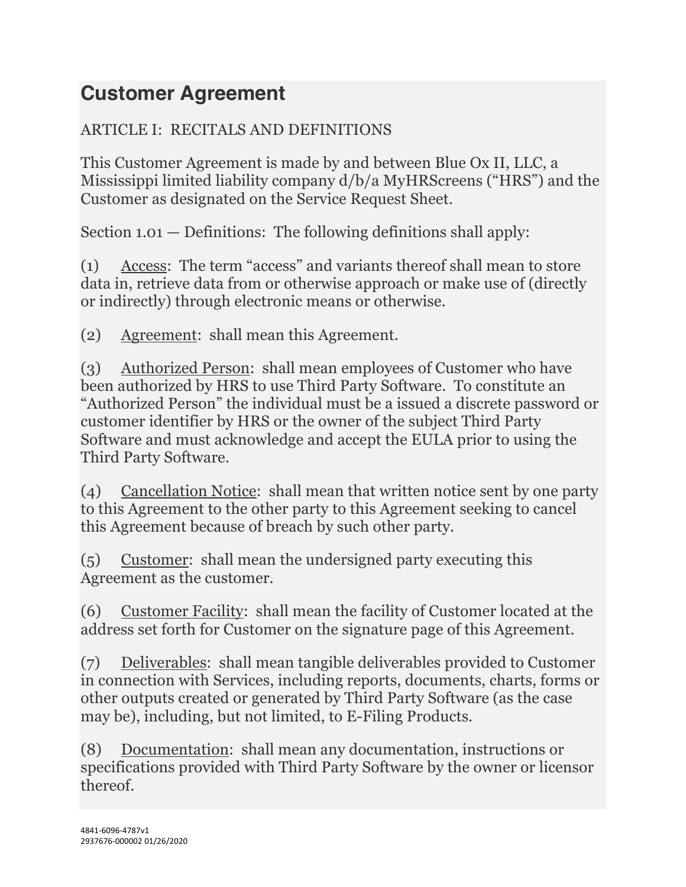# Customer Agreement

ARTICLE I: RECITALS AND DEFINITIONS

This Customer Agreement is made by and between Blue Ox II, LLC, a Mississippi limited liability company d/b/a MyHRScreens ("HRS") and the Customer as designated on the Service Request Sheet.

Section 1.01 — Definitions: The following definitions shall apply:

(1) Access: The term "access" and variants thereof shall mean to store data in, retrieve data from or otherwise approach or make use of (directly or indirectly) through electronic means or otherwise.

(2) Agreement: shall mean this Agreement.

(3) Authorized Person: shall mean employees of Customer who have been authorized by HRS to use Third Party Software. To constitute an "Authorized Person" the individual must be a issued a discrete password or customer identifier by HRS or the owner of the subject Third Party Software and must acknowledge and accept the EULA prior to using the Third Party Software.

(4) Cancellation Notice: shall mean that written notice sent by one party to this Agreement to the other party to this Agreement seeking to cancel this Agreement because of breach by such other party.

(5) Customer: shall mean the undersigned party executing this Agreement as the customer.

(6) Customer Facility: shall mean the facility of Customer located at the address set forth for Customer on the signature page of this Agreement.

(7) Deliverables: shall mean tangible deliverables provided to Customer in connection with Services, including reports, documents, charts, forms or other outputs created or generated by Third Party Software (as the case may be), including, but not limited, to E-Filing Products.

(8) Documentation: shall mean any documentation, instructions or specifications provided with Third Party Software by the owner or licensor thereof.

4841-6096-4787v1
2937676-000002 01/26/2020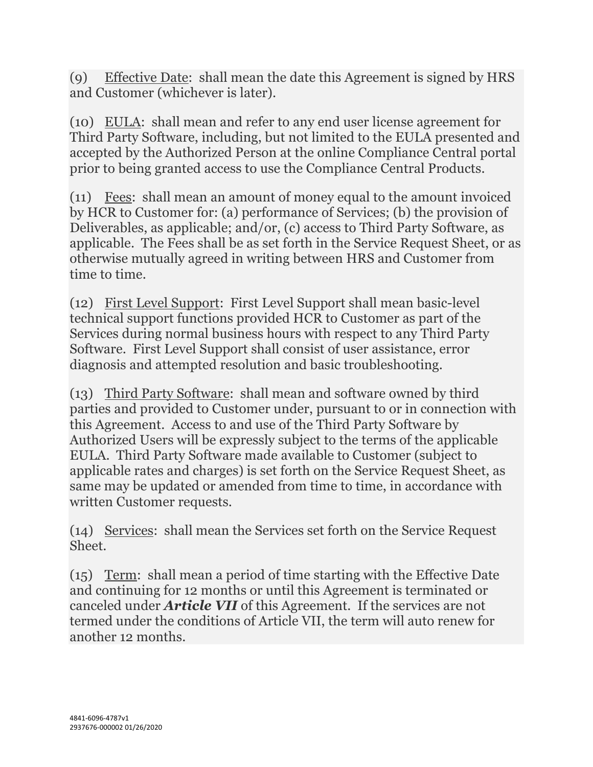(9) Effective Date: shall mean the date this Agreement is signed by HRS and Customer (whichever is later).

(10) EULA: shall mean and refer to any end user license agreement for Third Party Software, including, but not limited to the EULA presented and accepted by the Authorized Person at the online Compliance Central portal prior to being granted access to use the Compliance Central Products.

(11) Fees: shall mean an amount of money equal to the amount invoiced by HCR to Customer for: (a) performance of Services; (b) the provision of Deliverables, as applicable; and/or, (c) access to Third Party Software, as applicable. The Fees shall be as set forth in the Service Request Sheet, or as otherwise mutually agreed in writing between HRS and Customer from time to time.

(12) First Level Support: First Level Support shall mean basic-level technical support functions provided HCR to Customer as part of the Services during normal business hours with respect to any Third Party Software. First Level Support shall consist of user assistance, error diagnosis and attempted resolution and basic troubleshooting.

(13) Third Party Software: shall mean and software owned by third parties and provided to Customer under, pursuant to or in connection with this Agreement. Access to and use of the Third Party Software by Authorized Users will be expressly subject to the terms of the applicable EULA. Third Party Software made available to Customer (subject to applicable rates and charges) is set forth on the Service Request Sheet, as same may be updated or amended from time to time, in accordance with written Customer requests.

(14) Services: shall mean the Services set forth on the Service Request Sheet.

(15) Term: shall mean a period of time starting with the Effective Date and continuing for 12 months or until this Agreement is terminated or canceled under ***Article VII*** of this Agreement. If the services are not termed under the conditions of Article VII, the term will auto renew for another 12 months.

4841-6096-4787v1
2937676-000002 01/26/2020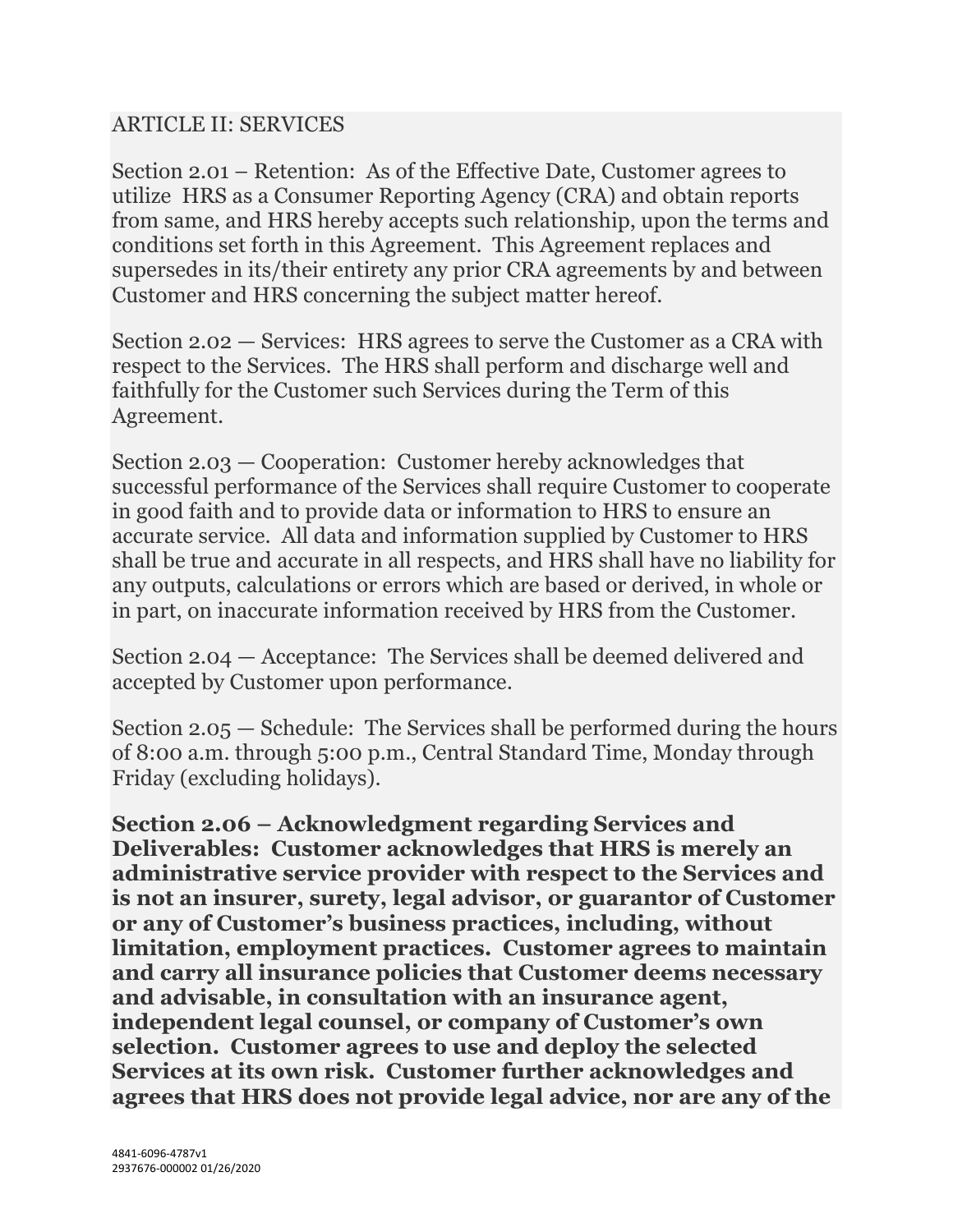ARTICLE II: SERVICES

Section 2.01 – Retention: As of the Effective Date, Customer agrees to utilize HRS as a Consumer Reporting Agency (CRA) and obtain reports from same, and HRS hereby accepts such relationship, upon the terms and conditions set forth in this Agreement. This Agreement replaces and supersedes in its/their entirety any prior CRA agreements by and between Customer and HRS concerning the subject matter hereof.

Section 2.02 — Services: HRS agrees to serve the Customer as a CRA with respect to the Services. The HRS shall perform and discharge well and faithfully for the Customer such Services during the Term of this Agreement.

Section 2.03 — Cooperation: Customer hereby acknowledges that successful performance of the Services shall require Customer to cooperate in good faith and to provide data or information to HRS to ensure an accurate service. All data and information supplied by Customer to HRS shall be true and accurate in all respects, and HRS shall have no liability for any outputs, calculations or errors which are based or derived, in whole or in part, on inaccurate information received by HRS from the Customer.

Section 2.04 — Acceptance: The Services shall be deemed delivered and accepted by Customer upon performance.

Section 2.05 — Schedule: The Services shall be performed during the hours of 8:00 a.m. through 5:00 p.m., Central Standard Time, Monday through Friday (excluding holidays).

**Section 2.06 – Acknowledgment regarding Services and Deliverables: Customer acknowledges that HRS is merely an administrative service provider with respect to the Services and is not an insurer, surety, legal advisor, or guarantor of Customer or any of Customer's business practices, including, without limitation, employment practices. Customer agrees to maintain and carry all insurance policies that Customer deems necessary and advisable, in consultation with an insurance agent, independent legal counsel, or company of Customer's own selection. Customer agrees to use and deploy the selected Services at its own risk. Customer further acknowledges and agrees that HRS does not provide legal advice, nor are any of the**

4841-6096-4787v1
2937676-000002 01/26/2020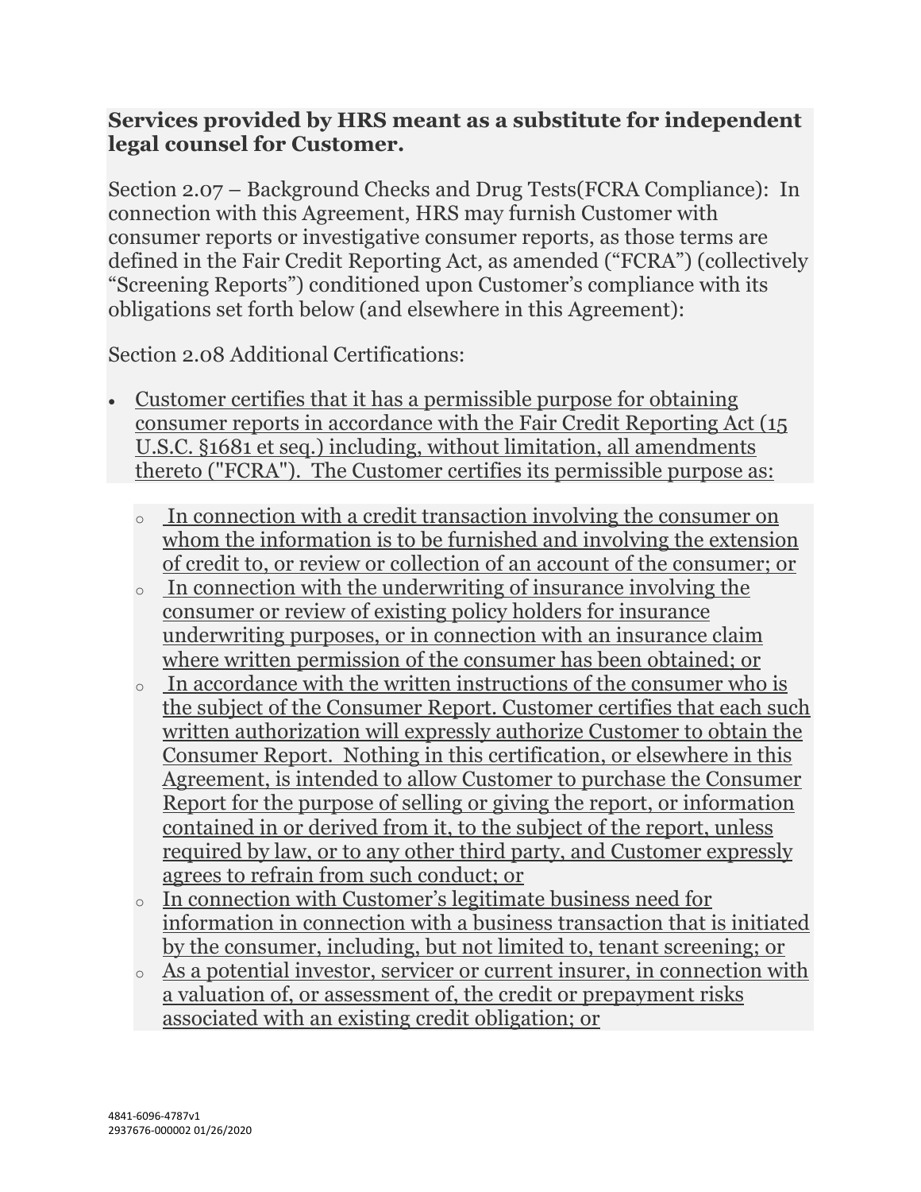**Services provided by HRS meant as a substitute for independent legal counsel for Customer.**

Section 2.07 – Background Checks and Drug Tests(FCRA Compliance): In connection with this Agreement, HRS may furnish Customer with consumer reports or investigative consumer reports, as those terms are defined in the Fair Credit Reporting Act, as amended ("FCRA") (collectively "Screening Reports") conditioned upon Customer's compliance with its obligations set forth below (and elsewhere in this Agreement):

Section 2.08 Additional Certifications:

- Customer certifies that it has a permissible purpose for obtaining consumer reports in accordance with the Fair Credit Reporting Act (15 U.S.C. §1681 et seq.) including, without limitation, all amendments thereto ("FCRA"). The Customer certifies its permissible purpose as:
    - In connection with a credit transaction involving the consumer on whom the information is to be furnished and involving the extension of credit to, or review or collection of an account of the consumer; or
    - In connection with the underwriting of insurance involving the consumer or review of existing policy holders for insurance underwriting purposes, or in connection with an insurance claim where written permission of the consumer has been obtained; or
    - In accordance with the written instructions of the consumer who is the subject of the Consumer Report. Customer certifies that each such written authorization will expressly authorize Customer to obtain the Consumer Report. Nothing in this certification, or elsewhere in this Agreement, is intended to allow Customer to purchase the Consumer Report for the purpose of selling or giving the report, or information contained in or derived from it, to the subject of the report, unless required by law, or to any other third party, and Customer expressly agrees to refrain from such conduct; or
    - In connection with Customer's legitimate business need for information in connection with a business transaction that is initiated by the consumer, including, but not limited to, tenant screening; or
    - As a potential investor, servicer or current insurer, in connection with a valuation of, or assessment of, the credit or prepayment risks associated with an existing credit obligation; or

4841-6096-4787v1
2937676-000002 01/26/2020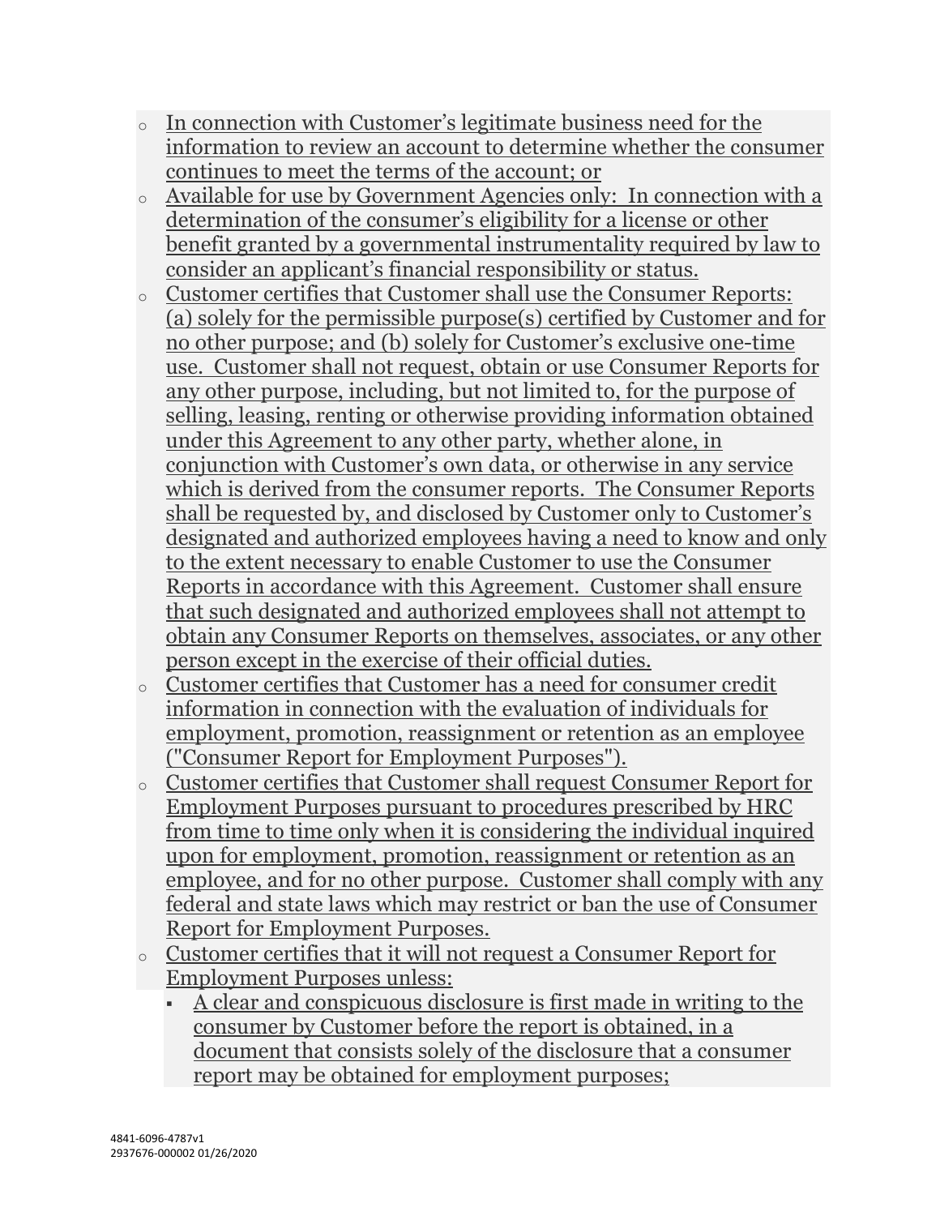- In connection with Customer's legitimate business need for the information to review an account to determine whether the consumer continues to meet the terms of the account; or
- Available for use by Government Agencies only: In connection with a determination of the consumer's eligibility for a license or other benefit granted by a governmental instrumentality required by law to consider an applicant's financial responsibility or status.
- Customer certifies that Customer shall use the Consumer Reports: (a) solely for the permissible purpose(s) certified by Customer and for no other purpose; and (b) solely for Customer's exclusive one-time use. Customer shall not request, obtain or use Consumer Reports for any other purpose, including, but not limited to, for the purpose of selling, leasing, renting or otherwise providing information obtained under this Agreement to any other party, whether alone, in conjunction with Customer's own data, or otherwise in any service which is derived from the consumer reports. The Consumer Reports shall be requested by, and disclosed by Customer only to Customer's designated and authorized employees having a need to know and only to the extent necessary to enable Customer to use the Consumer Reports in accordance with this Agreement. Customer shall ensure that such designated and authorized employees shall not attempt to obtain any Consumer Reports on themselves, associates, or any other person except in the exercise of their official duties.
- Customer certifies that Customer has a need for consumer credit information in connection with the evaluation of individuals for employment, promotion, reassignment or retention as an employee ("Consumer Report for Employment Purposes").
- Customer certifies that Customer shall request Consumer Report for Employment Purposes pursuant to procedures prescribed by HRC from time to time only when it is considering the individual inquired upon for employment, promotion, reassignment or retention as an employee, and for no other purpose. Customer shall comply with any federal and state laws which may restrict or ban the use of Consumer Report for Employment Purposes.
- Customer certifies that it will not request a Consumer Report for Employment Purposes unless:
  - A clear and conspicuous disclosure is first made in writing to the consumer by Customer before the report is obtained, in a document that consists solely of the disclosure that a consumer report may be obtained for employment purposes;

4841-6096-4787v1
2937676-000002 01/26/2020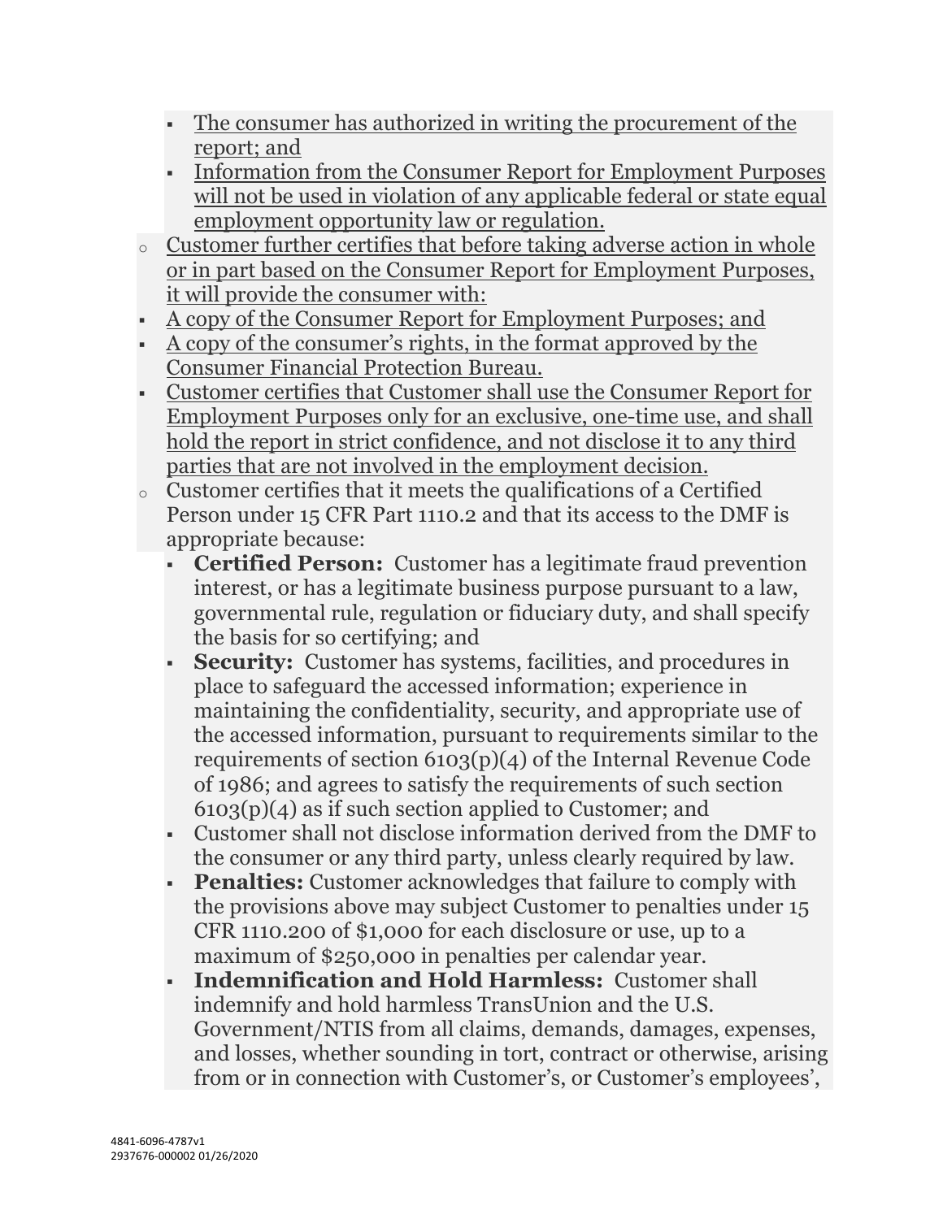- <u>The consumer has authorized in writing the procurement of the report; and</u>
  - <u>Information from the Consumer Report for Employment Purposes will not be used in violation of any applicable federal or state equal employment opportunity law or regulation.</u>
- <u>Customer further certifies that before taking adverse action in whole or in part based on the Consumer Report for Employment Purposes, it will provide the consumer with:</u>
- <u>A copy of the Consumer Report for Employment Purposes; and</u>
- <u>A copy of the consumer's rights, in the format approved by the Consumer Financial Protection Bureau.</u>
- <u>Customer certifies that Customer shall use the Consumer Report for Employment Purposes only for an exclusive, one-time use, and shall hold the report in strict confidence, and not disclose it to any third parties that are not involved in the employment decision.</u>
- Customer certifies that it meets the qualifications of a Certified Person under 15 CFR Part 1110.2 and that its access to the DMF is appropriate because:
  - **Certified Person:** Customer has a legitimate fraud prevention interest, or has a legitimate business purpose pursuant to a law, governmental rule, regulation or fiduciary duty, and shall specify the basis for so certifying; and
  - **Security:** Customer has systems, facilities, and procedures in place to safeguard the accessed information; experience in maintaining the confidentiality, security, and appropriate use of the accessed information, pursuant to requirements similar to the requirements of section 6103(p)(4) of the Internal Revenue Code of 1986; and agrees to satisfy the requirements of such section 6103(p)(4) as if such section applied to Customer; and
  - Customer shall not disclose information derived from the DMF to the consumer or any third party, unless clearly required by law.
  - **Penalties:** Customer acknowledges that failure to comply with the provisions above may subject Customer to penalties under 15 CFR 1110.200 of $1,000 for each disclosure or use, up to a maximum of $250,000 in penalties per calendar year.
  - **Indemnification and Hold Harmless:** Customer shall indemnify and hold harmless TransUnion and the U.S. Government/NTIS from all claims, demands, damages, expenses, and losses, whether sounding in tort, contract or otherwise, arising from or in connection with Customer's, or Customer's employees',

4841-6096-4787v1
2937676-000002 01/26/2020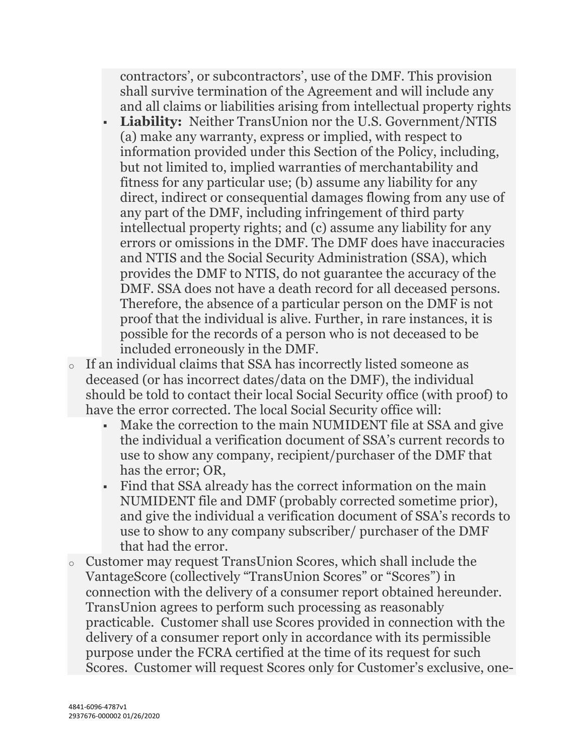- contractors', or subcontractors', use of the DMF. This provision shall survive termination of the Agreement and will include any and all claims or liabilities arising from intellectual property rights
    - **Liability:** Neither TransUnion nor the U.S. Government/NTIS (a) make any warranty, express or implied, with respect to information provided under this Section of the Policy, including, but not limited to, implied warranties of merchantability and fitness for any particular use; (b) assume any liability for any direct, indirect or consequential damages flowing from any use of any part of the DMF, including infringement of third party intellectual property rights; and (c) assume any liability for any errors or omissions in the DMF. The DMF does have inaccuracies and NTIS and the Social Security Administration (SSA), which provides the DMF to NTIS, do not guarantee the accuracy of the DMF. SSA does not have a death record for all deceased persons. Therefore, the absence of a particular person on the DMF is not proof that the individual is alive. Further, in rare instances, it is possible for the records of a person who is not deceased to be included erroneously in the DMF.
  - If an individual claims that SSA has incorrectly listed someone as deceased (or has incorrect dates/data on the DMF), the individual should be told to contact their local Social Security office (with proof) to have the error corrected. The local Social Security office will:
    - Make the correction to the main NUMIDENT file at SSA and give the individual a verification document of SSA's current records to use to show any company, recipient/purchaser of the DMF that has the error; OR,
    - Find that SSA already has the correct information on the main NUMIDENT file and DMF (probably corrected sometime prior), and give the individual a verification document of SSA's records to use to show to any company subscriber/ purchaser of the DMF that had the error.
  - Customer may request TransUnion Scores, which shall include the VantageScore (collectively "TransUnion Scores" or "Scores") in connection with the delivery of a consumer report obtained hereunder. TransUnion agrees to perform such processing as reasonably practicable. Customer shall use Scores provided in connection with the delivery of a consumer report only in accordance with its permissible purpose under the FCRA certified at the time of its request for such Scores. Customer will request Scores only for Customer's exclusive, one-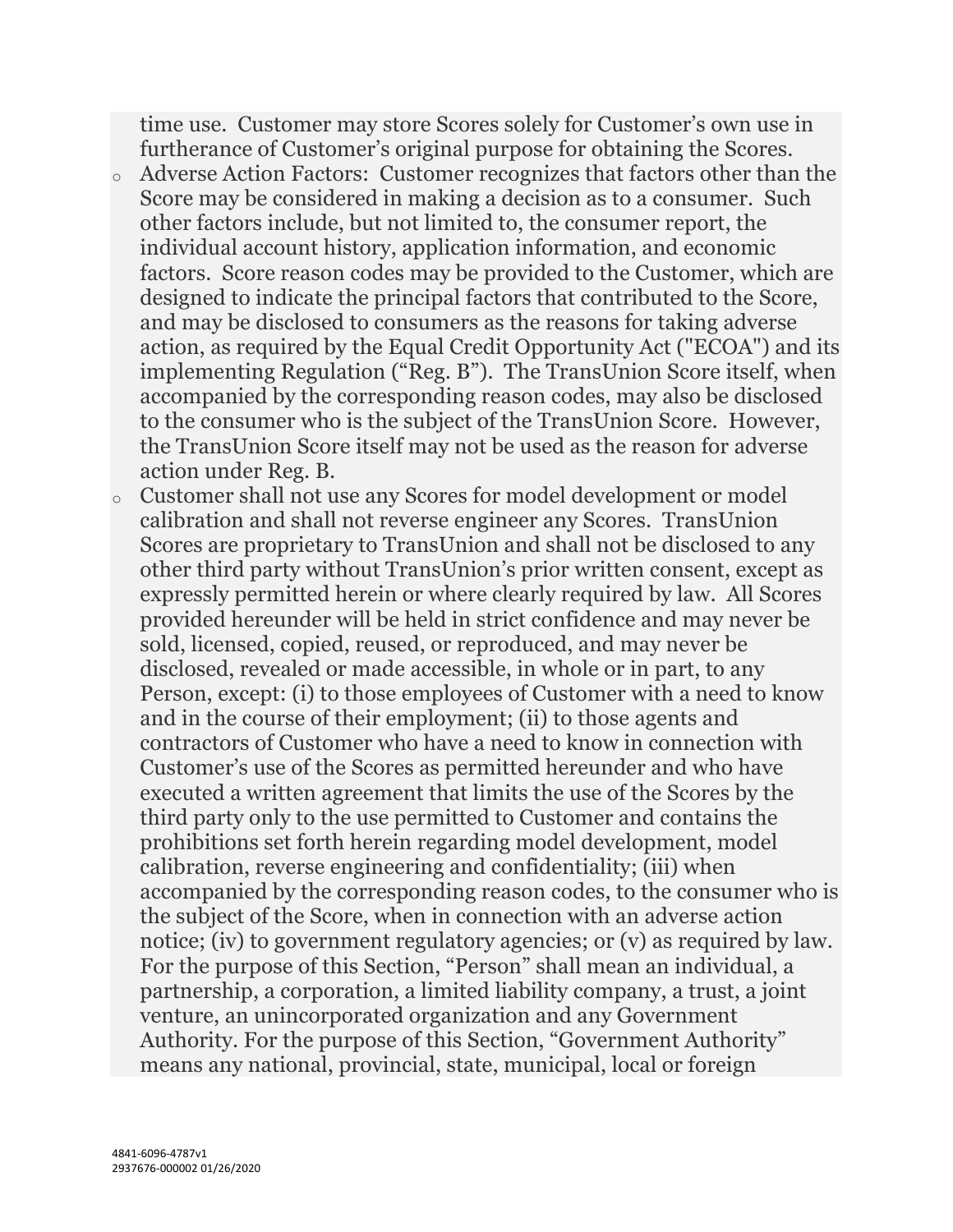time use. Customer may store Scores solely for Customer's own use in furtherance of Customer's original purpose for obtaining the Scores.

- Adverse Action Factors: Customer recognizes that factors other than the Score may be considered in making a decision as to a consumer. Such other factors include, but not limited to, the consumer report, the individual account history, application information, and economic factors. Score reason codes may be provided to the Customer, which are designed to indicate the principal factors that contributed to the Score, and may be disclosed to consumers as the reasons for taking adverse action, as required by the Equal Credit Opportunity Act ("ECOA") and its implementing Regulation ("Reg. B"). The TransUnion Score itself, when accompanied by the corresponding reason codes, may also be disclosed to the consumer who is the subject of the TransUnion Score. However, the TransUnion Score itself may not be used as the reason for adverse action under Reg. B.
- Customer shall not use any Scores for model development or model calibration and shall not reverse engineer any Scores. TransUnion Scores are proprietary to TransUnion and shall not be disclosed to any other third party without TransUnion's prior written consent, except as expressly permitted herein or where clearly required by law. All Scores provided hereunder will be held in strict confidence and may never be sold, licensed, copied, reused, or reproduced, and may never be disclosed, revealed or made accessible, in whole or in part, to any Person, except: (i) to those employees of Customer with a need to know and in the course of their employment; (ii) to those agents and contractors of Customer who have a need to know in connection with Customer's use of the Scores as permitted hereunder and who have executed a written agreement that limits the use of the Scores by the third party only to the use permitted to Customer and contains the prohibitions set forth herein regarding model development, model calibration, reverse engineering and confidentiality; (iii) when accompanied by the corresponding reason codes, to the consumer who is the subject of the Score, when in connection with an adverse action notice; (iv) to government regulatory agencies; or (v) as required by law. For the purpose of this Section, "Person" shall mean an individual, a partnership, a corporation, a limited liability company, a trust, a joint venture, an unincorporated organization and any Government Authority. For the purpose of this Section, "Government Authority" means any national, provincial, state, municipal, local or foreign

4841-6096-4787v1
2937676-000002 01/26/2020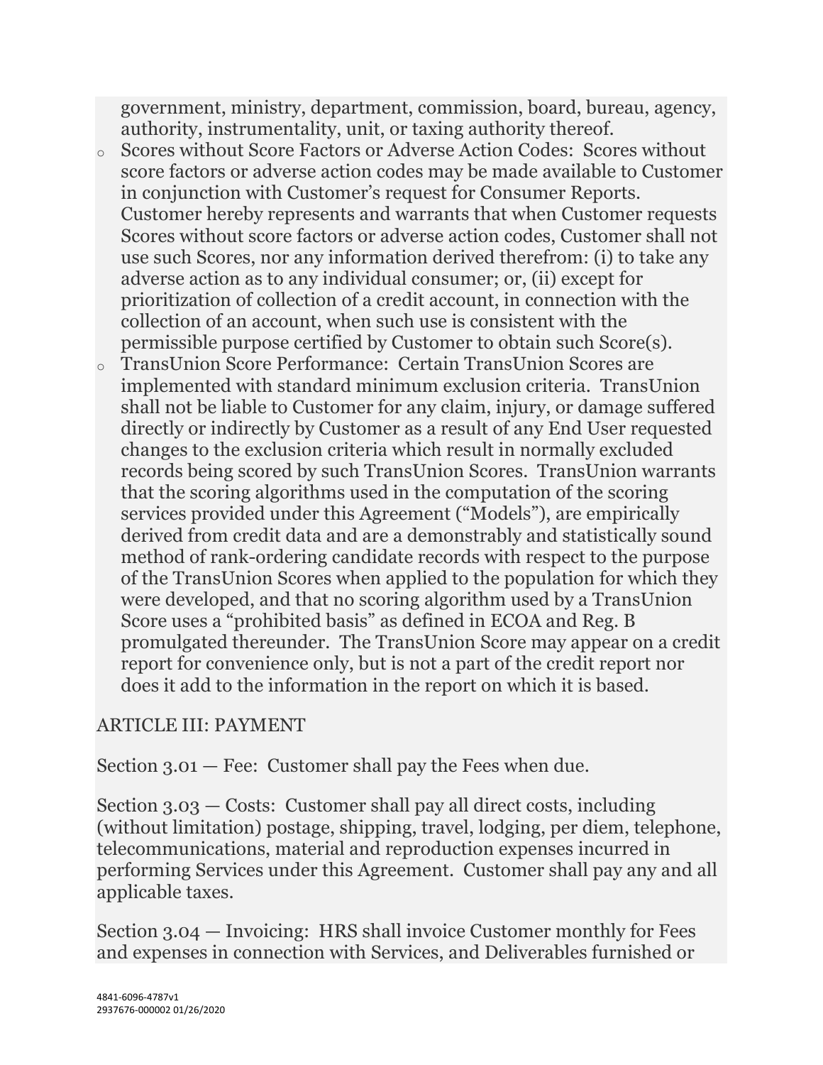government, ministry, department, commission, board, bureau, agency, authority, instrumentality, unit, or taxing authority thereof.

- Scores without Score Factors or Adverse Action Codes: Scores without score factors or adverse action codes may be made available to Customer in conjunction with Customer's request for Consumer Reports. Customer hereby represents and warrants that when Customer requests Scores without score factors or adverse action codes, Customer shall not use such Scores, nor any information derived therefrom: (i) to take any adverse action as to any individual consumer; or, (ii) except for prioritization of collection of a credit account, in connection with the collection of an account, when such use is consistent with the permissible purpose certified by Customer to obtain such Score(s).
- TransUnion Score Performance: Certain TransUnion Scores are implemented with standard minimum exclusion criteria. TransUnion shall not be liable to Customer for any claim, injury, or damage suffered directly or indirectly by Customer as a result of any End User requested changes to the exclusion criteria which result in normally excluded records being scored by such TransUnion Scores. TransUnion warrants that the scoring algorithms used in the computation of the scoring services provided under this Agreement ("Models"), are empirically derived from credit data and are a demonstrably and statistically sound method of rank-ordering candidate records with respect to the purpose of the TransUnion Scores when applied to the population for which they were developed, and that no scoring algorithm used by a TransUnion Score uses a "prohibited basis" as defined in ECOA and Reg. B promulgated thereunder. The TransUnion Score may appear on a credit report for convenience only, but is not a part of the credit report nor does it add to the information in the report on which it is based.

## ARTICLE III: PAYMENT

Section 3.01 — Fee: Customer shall pay the Fees when due.

Section 3.03 — Costs: Customer shall pay all direct costs, including (without limitation) postage, shipping, travel, lodging, per diem, telephone, telecommunications, material and reproduction expenses incurred in performing Services under this Agreement. Customer shall pay any and all applicable taxes.

Section 3.04 — Invoicing: HRS shall invoice Customer monthly for Fees and expenses in connection with Services, and Deliverables furnished or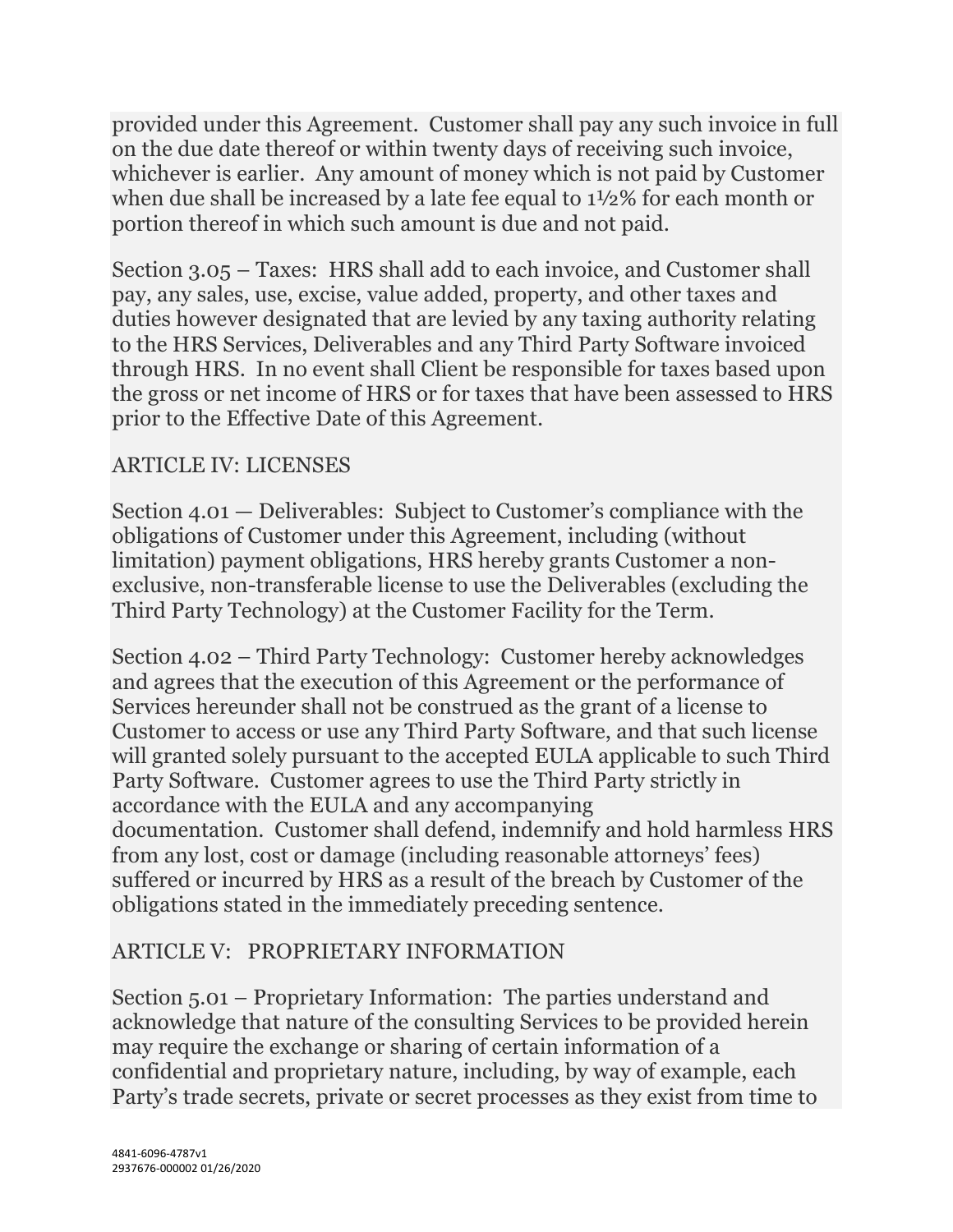provided under this Agreement. Customer shall pay any such invoice in full on the due date thereof or within twenty days of receiving such invoice, whichever is earlier. Any amount of money which is not paid by Customer when due shall be increased by a late fee equal to 1½% for each month or portion thereof in which such amount is due and not paid.

Section 3.05 – Taxes: HRS shall add to each invoice, and Customer shall pay, any sales, use, excise, value added, property, and other taxes and duties however designated that are levied by any taxing authority relating to the HRS Services, Deliverables and any Third Party Software invoiced through HRS. In no event shall Client be responsible for taxes based upon the gross or net income of HRS or for taxes that have been assessed to HRS prior to the Effective Date of this Agreement.

## ARTICLE IV: LICENSES

Section 4.01 — Deliverables: Subject to Customer's compliance with the obligations of Customer under this Agreement, including (without limitation) payment obligations, HRS hereby grants Customer a non-exclusive, non-transferable license to use the Deliverables (excluding the Third Party Technology) at the Customer Facility for the Term.

Section 4.02 – Third Party Technology: Customer hereby acknowledges and agrees that the execution of this Agreement or the performance of Services hereunder shall not be construed as the grant of a license to Customer to access or use any Third Party Software, and that such license will granted solely pursuant to the accepted EULA applicable to such Third Party Software. Customer agrees to use the Third Party strictly in accordance with the EULA and any accompanying documentation. Customer shall defend, indemnify and hold harmless HRS from any lost, cost or damage (including reasonable attorneys' fees) suffered or incurred by HRS as a result of the breach by Customer of the obligations stated in the immediately preceding sentence.

## ARTICLE V: PROPRIETARY INFORMATION

Section 5.01 – Proprietary Information: The parties understand and acknowledge that nature of the consulting Services to be provided herein may require the exchange or sharing of certain information of a confidential and proprietary nature, including, by way of example, each Party's trade secrets, private or secret processes as they exist from time to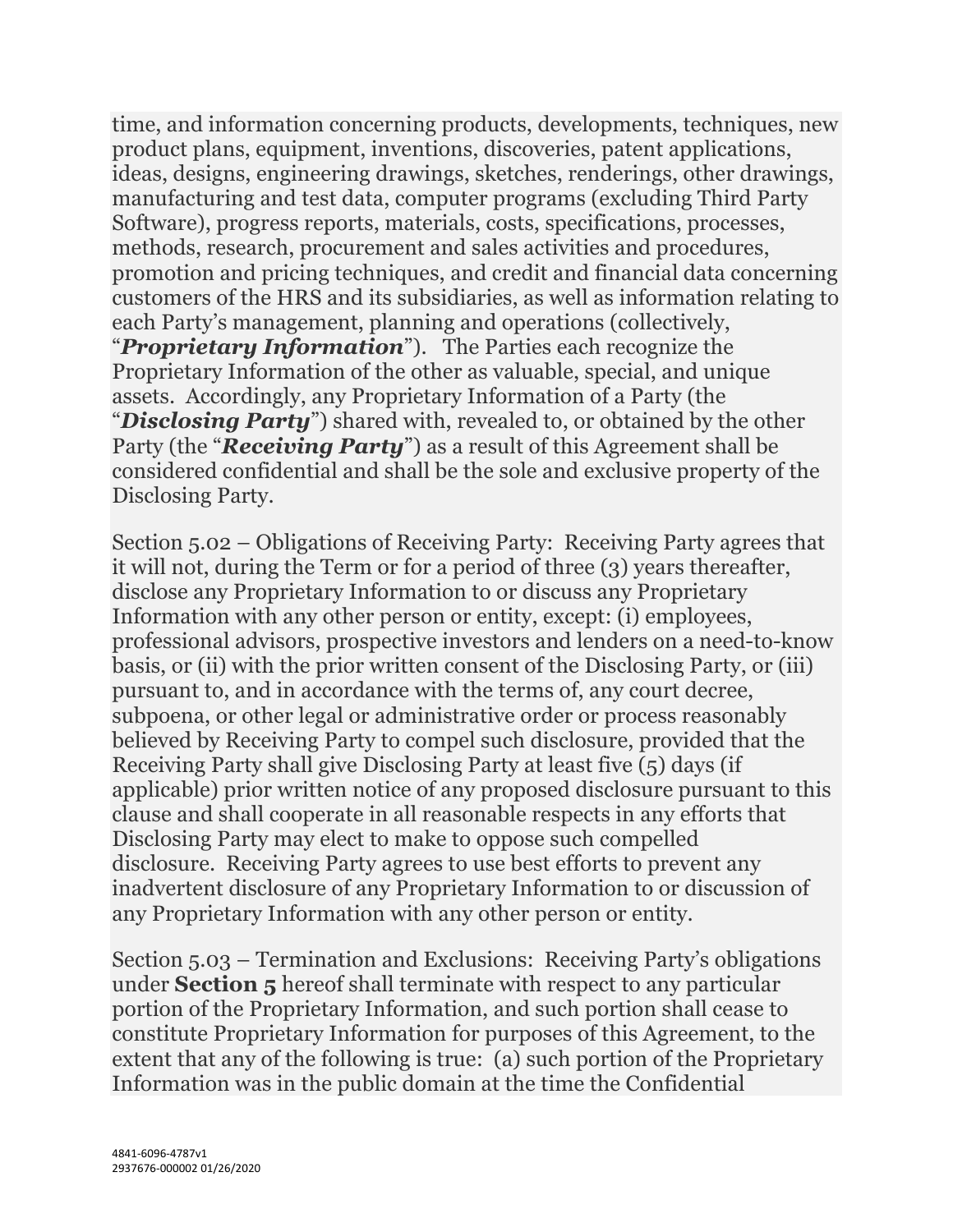time, and information concerning products, developments, techniques, new product plans, equipment, inventions, discoveries, patent applications, ideas, designs, engineering drawings, sketches, renderings, other drawings, manufacturing and test data, computer programs (excluding Third Party Software), progress reports, materials, costs, specifications, processes, methods, research, procurement and sales activities and procedures, promotion and pricing techniques, and credit and financial data concerning customers of the HRS and its subsidiaries, as well as information relating to each Party's management, planning and operations (collectively, "***Proprietary Information***"). The Parties each recognize the Proprietary Information of the other as valuable, special, and unique assets. Accordingly, any Proprietary Information of a Party (the "***Disclosing Party***") shared with, revealed to, or obtained by the other Party (the "***Receiving Party***") as a result of this Agreement shall be considered confidential and shall be the sole and exclusive property of the Disclosing Party.

Section 5.02 – Obligations of Receiving Party: Receiving Party agrees that it will not, during the Term or for a period of three (3) years thereafter, disclose any Proprietary Information to or discuss any Proprietary Information with any other person or entity, except: (i) employees, professional advisors, prospective investors and lenders on a need-to-know basis, or (ii) with the prior written consent of the Disclosing Party, or (iii) pursuant to, and in accordance with the terms of, any court decree, subpoena, or other legal or administrative order or process reasonably believed by Receiving Party to compel such disclosure, provided that the Receiving Party shall give Disclosing Party at least five (5) days (if applicable) prior written notice of any proposed disclosure pursuant to this clause and shall cooperate in all reasonable respects in any efforts that Disclosing Party may elect to make to oppose such compelled disclosure. Receiving Party agrees to use best efforts to prevent any inadvertent disclosure of any Proprietary Information to or discussion of any Proprietary Information with any other person or entity.

Section 5.03 – Termination and Exclusions: Receiving Party's obligations under **Section 5** hereof shall terminate with respect to any particular portion of the Proprietary Information, and such portion shall cease to constitute Proprietary Information for purposes of this Agreement, to the extent that any of the following is true: (a) such portion of the Proprietary Information was in the public domain at the time the Confidential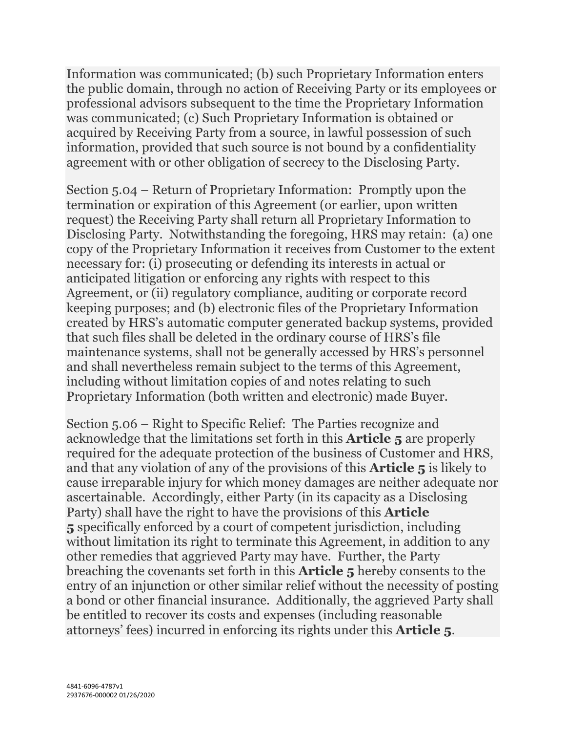Information was communicated; (b) such Proprietary Information enters the public domain, through no action of Receiving Party or its employees or professional advisors subsequent to the time the Proprietary Information was communicated; (c) Such Proprietary Information is obtained or acquired by Receiving Party from a source, in lawful possession of such information, provided that such source is not bound by a confidentiality agreement with or other obligation of secrecy to the Disclosing Party.

Section 5.04 – Return of Proprietary Information: Promptly upon the termination or expiration of this Agreement (or earlier, upon written request) the Receiving Party shall return all Proprietary Information to Disclosing Party. Notwithstanding the foregoing, HRS may retain: (a) one copy of the Proprietary Information it receives from Customer to the extent necessary for: (i) prosecuting or defending its interests in actual or anticipated litigation or enforcing any rights with respect to this Agreement, or (ii) regulatory compliance, auditing or corporate record keeping purposes; and (b) electronic files of the Proprietary Information created by HRS's automatic computer generated backup systems, provided that such files shall be deleted in the ordinary course of HRS's file maintenance systems, shall not be generally accessed by HRS's personnel and shall nevertheless remain subject to the terms of this Agreement, including without limitation copies of and notes relating to such Proprietary Information (both written and electronic) made Buyer.

Section 5.06 – Right to Specific Relief: The Parties recognize and acknowledge that the limitations set forth in this **Article 5** are properly required for the adequate protection of the business of Customer and HRS, and that any violation of any of the provisions of this **Article 5** is likely to cause irreparable injury for which money damages are neither adequate nor ascertainable. Accordingly, either Party (in its capacity as a Disclosing Party) shall have the right to have the provisions of this **Article 5** specifically enforced by a court of competent jurisdiction, including without limitation its right to terminate this Agreement, in addition to any other remedies that aggrieved Party may have. Further, the Party breaching the covenants set forth in this **Article 5** hereby consents to the entry of an injunction or other similar relief without the necessity of posting a bond or other financial insurance. Additionally, the aggrieved Party shall be entitled to recover its costs and expenses (including reasonable attorneys' fees) incurred in enforcing its rights under this **Article 5**.

4841-6096-4787v1
2937676-000002 01/26/2020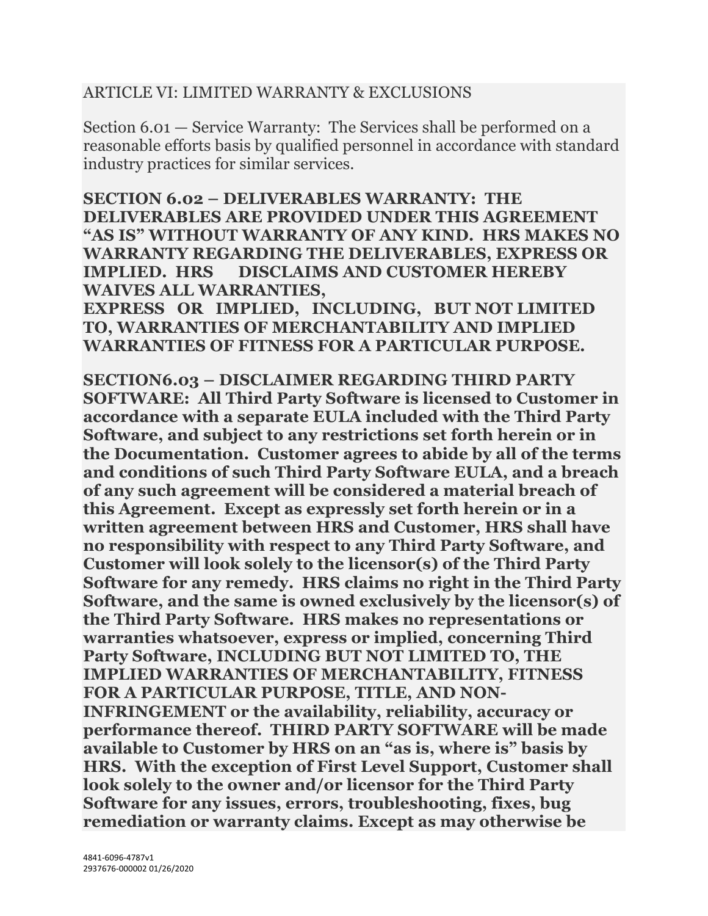ARTICLE VI: LIMITED WARRANTY & EXCLUSIONS

Section 6.01 — Service Warranty: The Services shall be performed on a reasonable efforts basis by qualified personnel in accordance with standard industry practices for similar services.

**SECTION 6.02 – DELIVERABLES WARRANTY: THE DELIVERABLES ARE PROVIDED UNDER THIS AGREEMENT "AS IS" WITHOUT WARRANTY OF ANY KIND. HRS MAKES NO WARRANTY REGARDING THE DELIVERABLES, EXPRESS OR IMPLIED. HRS DISCLAIMS AND CUSTOMER HEREBY WAIVES ALL WARRANTIES, EXPRESS OR IMPLIED, INCLUDING, BUT NOT LIMITED TO, WARRANTIES OF MERCHANTABILITY AND IMPLIED WARRANTIES OF FITNESS FOR A PARTICULAR PURPOSE.**

**SECTION6.03 – DISCLAIMER REGARDING THIRD PARTY SOFTWARE: All Third Party Software is licensed to Customer in accordance with a separate EULA included with the Third Party Software, and subject to any restrictions set forth herein or in the Documentation. Customer agrees to abide by all of the terms and conditions of such Third Party Software EULA, and a breach of any such agreement will be considered a material breach of this Agreement. Except as expressly set forth herein or in a written agreement between HRS and Customer, HRS shall have no responsibility with respect to any Third Party Software, and Customer will look solely to the licensor(s) of the Third Party Software for any remedy. HRS claims no right in the Third Party Software, and the same is owned exclusively by the licensor(s) of the Third Party Software. HRS makes no representations or warranties whatsoever, express or implied, concerning Third Party Software, INCLUDING BUT NOT LIMITED TO, THE IMPLIED WARRANTIES OF MERCHANTABILITY, FITNESS FOR A PARTICULAR PURPOSE, TITLE, AND NON-INFRINGEMENT or the availability, reliability, accuracy or performance thereof. THIRD PARTY SOFTWARE will be made available to Customer by HRS on an "as is, where is" basis by HRS. With the exception of First Level Support, Customer shall look solely to the owner and/or licensor for the Third Party Software for any issues, errors, troubleshooting, fixes, bug remediation or warranty claims. Except as may otherwise be**

4841-6096-4787v1
2937676-000002 01/26/2020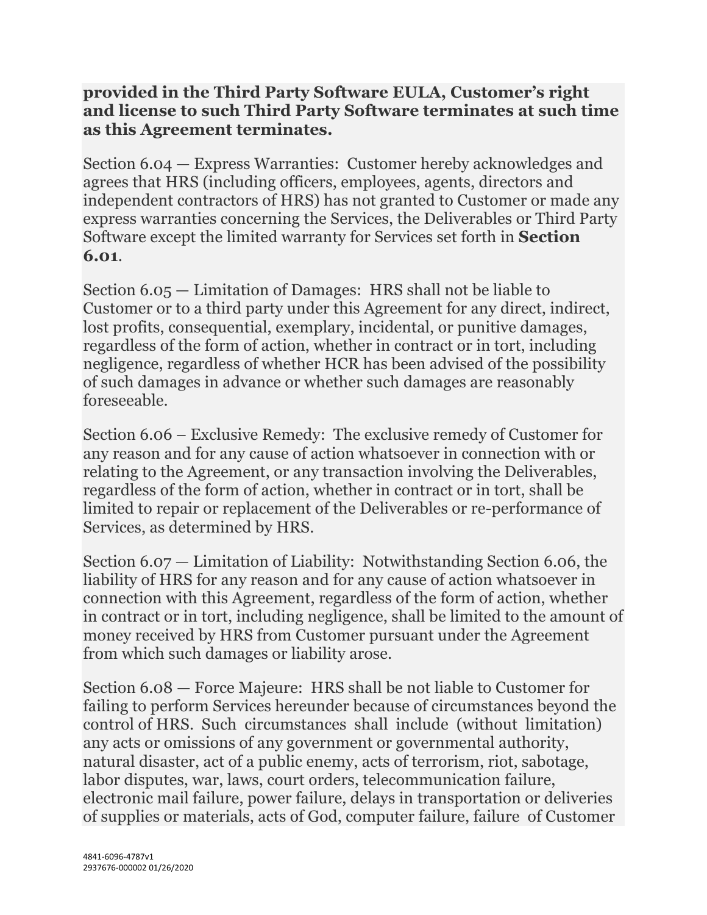**provided in the Third Party Software EULA, Customer's right and license to such Third Party Software terminates at such time as this Agreement terminates.**

Section 6.04 — Express Warranties: Customer hereby acknowledges and agrees that HRS (including officers, employees, agents, directors and independent contractors of HRS) has not granted to Customer or made any express warranties concerning the Services, the Deliverables or Third Party Software except the limited warranty for Services set forth in **Section 6.01**.

Section 6.05 — Limitation of Damages: HRS shall not be liable to Customer or to a third party under this Agreement for any direct, indirect, lost profits, consequential, exemplary, incidental, or punitive damages, regardless of the form of action, whether in contract or in tort, including negligence, regardless of whether HCR has been advised of the possibility of such damages in advance or whether such damages are reasonably foreseeable.

Section 6.06 – Exclusive Remedy: The exclusive remedy of Customer for any reason and for any cause of action whatsoever in connection with or relating to the Agreement, or any transaction involving the Deliverables, regardless of the form of action, whether in contract or in tort, shall be limited to repair or replacement of the Deliverables or re-performance of Services, as determined by HRS.

Section 6.07 — Limitation of Liability: Notwithstanding Section 6.06, the liability of HRS for any reason and for any cause of action whatsoever in connection with this Agreement, regardless of the form of action, whether in contract or in tort, including negligence, shall be limited to the amount of money received by HRS from Customer pursuant under the Agreement from which such damages or liability arose.

Section 6.08 — Force Majeure: HRS shall be not liable to Customer for failing to perform Services hereunder because of circumstances beyond the control of HRS. Such circumstances shall include (without limitation) any acts or omissions of any government or governmental authority, natural disaster, act of a public enemy, acts of terrorism, riot, sabotage, labor disputes, war, laws, court orders, telecommunication failure, electronic mail failure, power failure, delays in transportation or deliveries of supplies or materials, acts of God, computer failure, failure of Customer

4841-6096-4787v1
2937676-000002 01/26/2020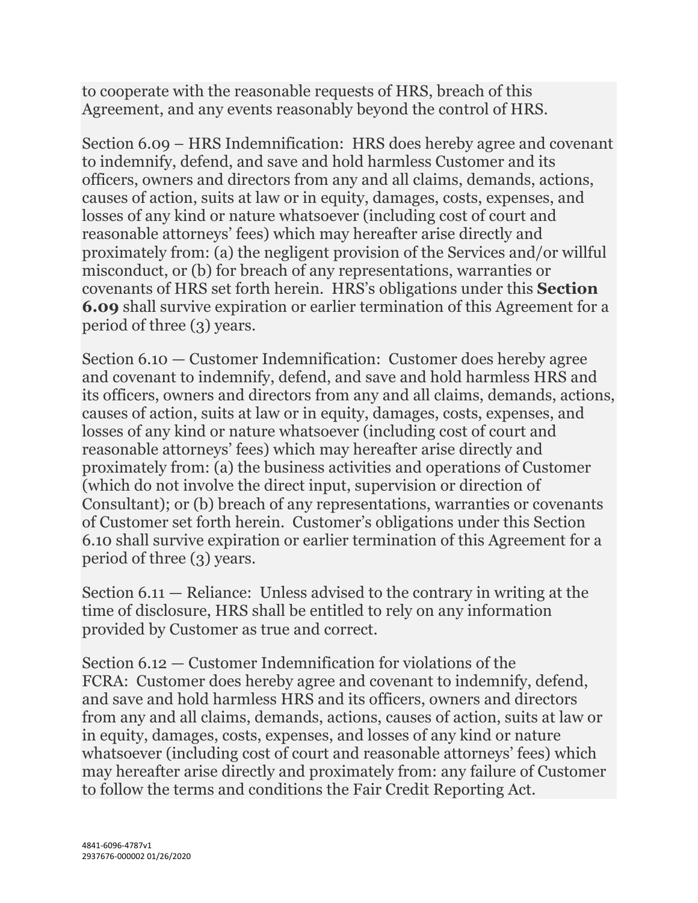to cooperate with the reasonable requests of HRS, breach of this Agreement, and any events reasonably beyond the control of HRS.

Section 6.09 – HRS Indemnification: HRS does hereby agree and covenant to indemnify, defend, and save and hold harmless Customer and its officers, owners and directors from any and all claims, demands, actions, causes of action, suits at law or in equity, damages, costs, expenses, and losses of any kind or nature whatsoever (including cost of court and reasonable attorneys' fees) which may hereafter arise directly and proximately from: (a) the negligent provision of the Services and/or willful misconduct, or (b) for breach of any representations, warranties or covenants of HRS set forth herein. HRS's obligations under this **Section 6.09** shall survive expiration or earlier termination of this Agreement for a period of three (3) years.

Section 6.10 — Customer Indemnification: Customer does hereby agree and covenant to indemnify, defend, and save and hold harmless HRS and its officers, owners and directors from any and all claims, demands, actions, causes of action, suits at law or in equity, damages, costs, expenses, and losses of any kind or nature whatsoever (including cost of court and reasonable attorneys' fees) which may hereafter arise directly and proximately from: (a) the business activities and operations of Customer (which do not involve the direct input, supervision or direction of Consultant); or (b) breach of any representations, warranties or covenants of Customer set forth herein. Customer's obligations under this Section 6.10 shall survive expiration or earlier termination of this Agreement for a period of three (3) years.

Section 6.11 — Reliance: Unless advised to the contrary in writing at the time of disclosure, HRS shall be entitled to rely on any information provided by Customer as true and correct.

Section 6.12 — Customer Indemnification for violations of the FCRA: Customer does hereby agree and covenant to indemnify, defend, and save and hold harmless HRS and its officers, owners and directors from any and all claims, demands, actions, causes of action, suits at law or in equity, damages, costs, expenses, and losses of any kind or nature whatsoever (including cost of court and reasonable attorneys' fees) which may hereafter arise directly and proximately from: any failure of Customer to follow the terms and conditions the Fair Credit Reporting Act.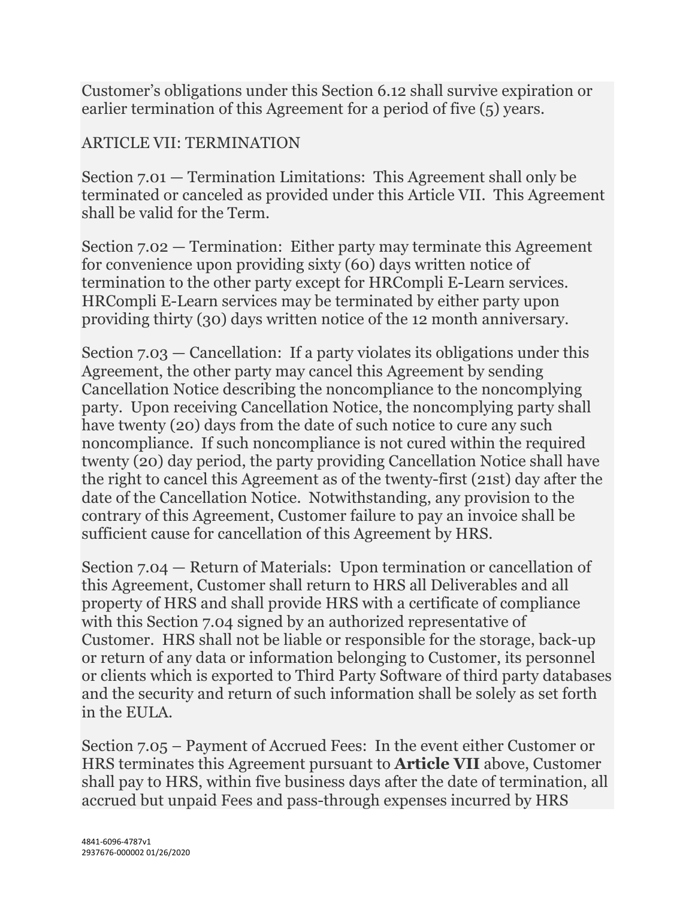Customer's obligations under this Section 6.12 shall survive expiration or earlier termination of this Agreement for a period of five (5) years.

## ARTICLE VII: TERMINATION

Section 7.01 — Termination Limitations: This Agreement shall only be terminated or canceled as provided under this Article VII. This Agreement shall be valid for the Term.

Section 7.02 — Termination: Either party may terminate this Agreement for convenience upon providing sixty (60) days written notice of termination to the other party except for HRCompli E-Learn services. HRCompli E-Learn services may be terminated by either party upon providing thirty (30) days written notice of the 12 month anniversary.

Section 7.03 — Cancellation: If a party violates its obligations under this Agreement, the other party may cancel this Agreement by sending Cancellation Notice describing the noncompliance to the noncomplying party. Upon receiving Cancellation Notice, the noncomplying party shall have twenty (20) days from the date of such notice to cure any such noncompliance. If such noncompliance is not cured within the required twenty (20) day period, the party providing Cancellation Notice shall have the right to cancel this Agreement as of the twenty-first (21st) day after the date of the Cancellation Notice. Notwithstanding, any provision to the contrary of this Agreement, Customer failure to pay an invoice shall be sufficient cause for cancellation of this Agreement by HRS.

Section 7.04 — Return of Materials: Upon termination or cancellation of this Agreement, Customer shall return to HRS all Deliverables and all property of HRS and shall provide HRS with a certificate of compliance with this Section 7.04 signed by an authorized representative of Customer. HRS shall not be liable or responsible for the storage, back-up or return of any data or information belonging to Customer, its personnel or clients which is exported to Third Party Software of third party databases and the security and return of such information shall be solely as set forth in the EULA.

Section 7.05 – Payment of Accrued Fees: In the event either Customer or HRS terminates this Agreement pursuant to **Article VII** above, Customer shall pay to HRS, within five business days after the date of termination, all accrued but unpaid Fees and pass-through expenses incurred by HRS

4841-6096-4787v1
2937676-000002 01/26/2020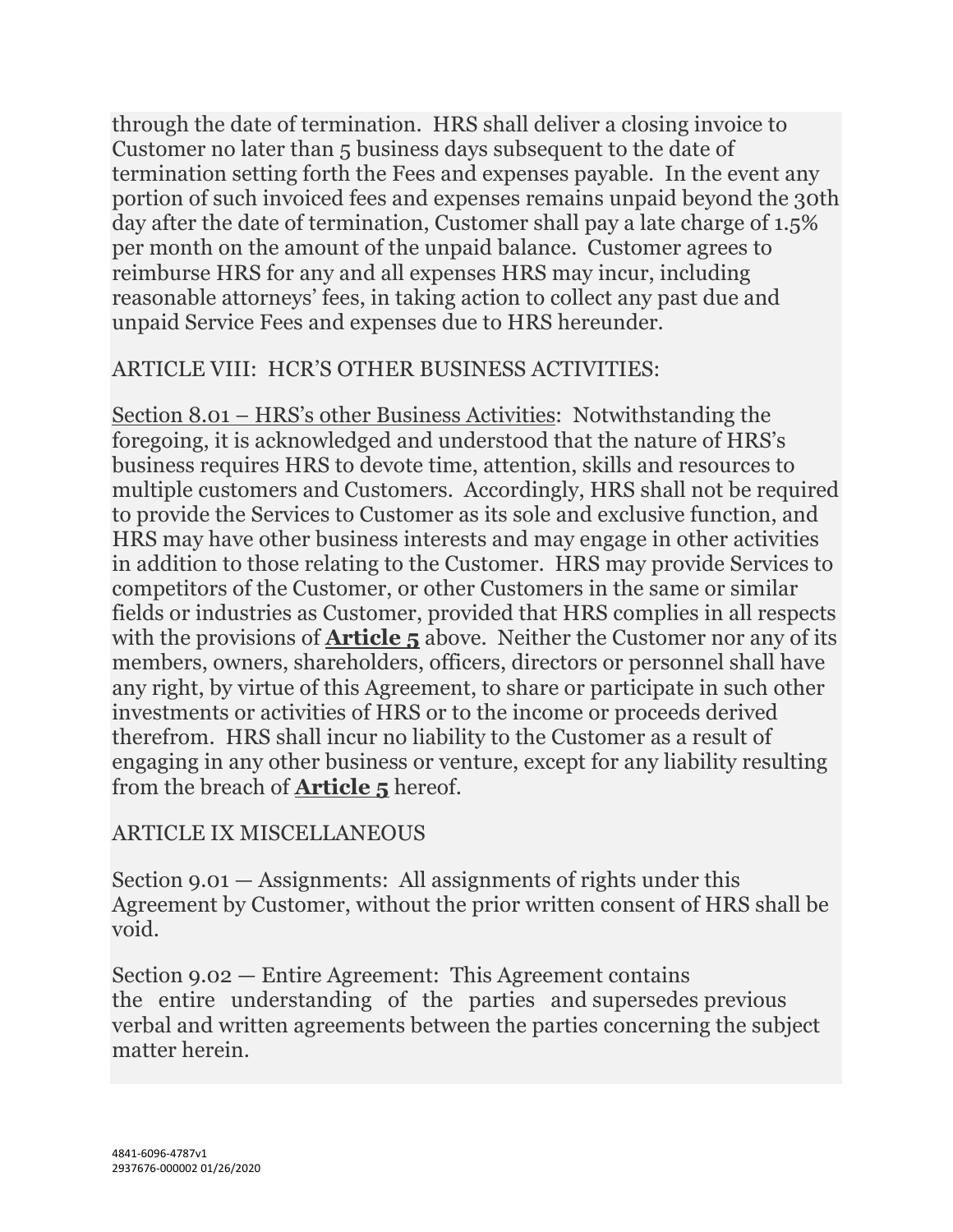through the date of termination. HRS shall deliver a closing invoice to Customer no later than 5 business days subsequent to the date of termination setting forth the Fees and expenses payable. In the event any portion of such invoiced fees and expenses remains unpaid beyond the 30th day after the date of termination, Customer shall pay a late charge of 1.5% per month on the amount of the unpaid balance. Customer agrees to reimburse HRS for any and all expenses HRS may incur, including reasonable attorneys' fees, in taking action to collect any past due and unpaid Service Fees and expenses due to HRS hereunder.

ARTICLE VIII: HCR'S OTHER BUSINESS ACTIVITIES:

Section 8.01 – HRS's other Business Activities: Notwithstanding the foregoing, it is acknowledged and understood that the nature of HRS's business requires HRS to devote time, attention, skills and resources to multiple customers and Customers. Accordingly, HRS shall not be required to provide the Services to Customer as its sole and exclusive function, and HRS may have other business interests and may engage in other activities in addition to those relating to the Customer. HRS may provide Services to competitors of the Customer, or other Customers in the same or similar fields or industries as Customer, provided that HRS complies in all respects with the provisions of **Article 5** above. Neither the Customer nor any of its members, owners, shareholders, officers, directors or personnel shall have any right, by virtue of this Agreement, to share or participate in such other investments or activities of HRS or to the income or proceeds derived therefrom. HRS shall incur no liability to the Customer as a result of engaging in any other business or venture, except for any liability resulting from the breach of **Article 5** hereof.

ARTICLE IX MISCELLANEOUS

Section 9.01 — Assignments: All assignments of rights under this Agreement by Customer, without the prior written consent of HRS shall be void.

Section 9.02 — Entire Agreement: This Agreement contains the entire understanding of the parties and supersedes previous verbal and written agreements between the parties concerning the subject matter herein.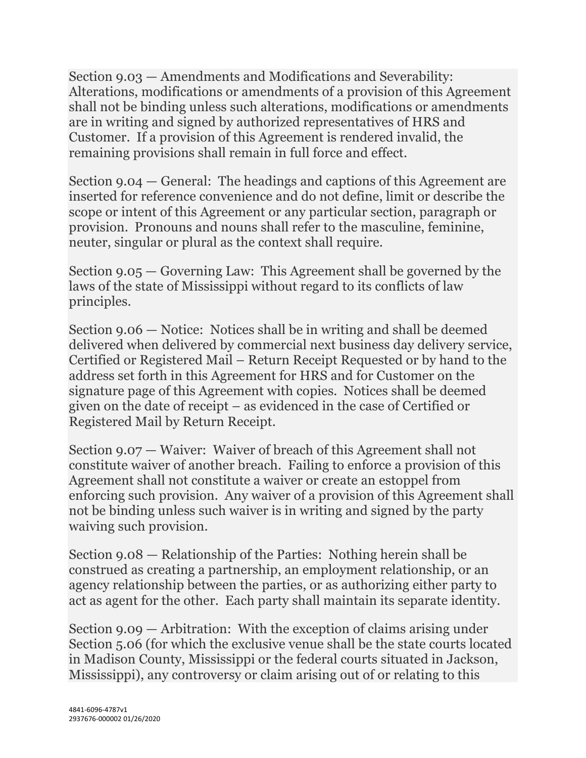Section 9.03 — Amendments and Modifications and Severability: Alterations, modifications or amendments of a provision of this Agreement shall not be binding unless such alterations, modifications or amendments are in writing and signed by authorized representatives of HRS and Customer. If a provision of this Agreement is rendered invalid, the remaining provisions shall remain in full force and effect.

Section 9.04 — General: The headings and captions of this Agreement are inserted for reference convenience and do not define, limit or describe the scope or intent of this Agreement or any particular section, paragraph or provision. Pronouns and nouns shall refer to the masculine, feminine, neuter, singular or plural as the context shall require.

Section 9.05 — Governing Law: This Agreement shall be governed by the laws of the state of Mississippi without regard to its conflicts of law principles.

Section 9.06 — Notice: Notices shall be in writing and shall be deemed delivered when delivered by commercial next business day delivery service, Certified or Registered Mail – Return Receipt Requested or by hand to the address set forth in this Agreement for HRS and for Customer on the signature page of this Agreement with copies. Notices shall be deemed given on the date of receipt – as evidenced in the case of Certified or Registered Mail by Return Receipt.

Section 9.07 — Waiver: Waiver of breach of this Agreement shall not constitute waiver of another breach. Failing to enforce a provision of this Agreement shall not constitute a waiver or create an estoppel from enforcing such provision. Any waiver of a provision of this Agreement shall not be binding unless such waiver is in writing and signed by the party waiving such provision.

Section 9.08 — Relationship of the Parties: Nothing herein shall be construed as creating a partnership, an employment relationship, or an agency relationship between the parties, or as authorizing either party to act as agent for the other. Each party shall maintain its separate identity.

Section 9.09 — Arbitration: With the exception of claims arising under Section 5.06 (for which the exclusive venue shall be the state courts located in Madison County, Mississippi or the federal courts situated in Jackson, Mississippi), any controversy or claim arising out of or relating to this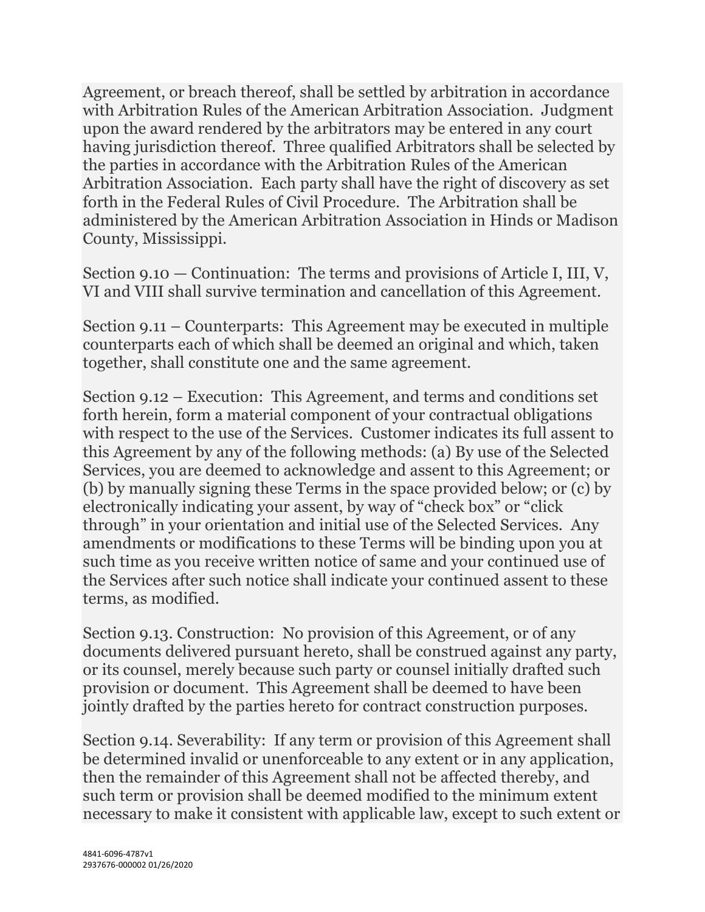Agreement, or breach thereof, shall be settled by arbitration in accordance with Arbitration Rules of the American Arbitration Association. Judgment upon the award rendered by the arbitrators may be entered in any court having jurisdiction thereof. Three qualified Arbitrators shall be selected by the parties in accordance with the Arbitration Rules of the American Arbitration Association. Each party shall have the right of discovery as set forth in the Federal Rules of Civil Procedure. The Arbitration shall be administered by the American Arbitration Association in Hinds or Madison County, Mississippi.

Section 9.10 — Continuation: The terms and provisions of Article I, III, V, VI and VIII shall survive termination and cancellation of this Agreement.

Section 9.11 – Counterparts: This Agreement may be executed in multiple counterparts each of which shall be deemed an original and which, taken together, shall constitute one and the same agreement.

Section 9.12 – Execution: This Agreement, and terms and conditions set forth herein, form a material component of your contractual obligations with respect to the use of the Services. Customer indicates its full assent to this Agreement by any of the following methods: (a) By use of the Selected Services, you are deemed to acknowledge and assent to this Agreement; or (b) by manually signing these Terms in the space provided below; or (c) by electronically indicating your assent, by way of "check box" or "click through" in your orientation and initial use of the Selected Services. Any amendments or modifications to these Terms will be binding upon you at such time as you receive written notice of same and your continued use of the Services after such notice shall indicate your continued assent to these terms, as modified.

Section 9.13. Construction: No provision of this Agreement, or of any documents delivered pursuant hereto, shall be construed against any party, or its counsel, merely because such party or counsel initially drafted such provision or document. This Agreement shall be deemed to have been jointly drafted by the parties hereto for contract construction purposes.

Section 9.14. Severability: If any term or provision of this Agreement shall be determined invalid or unenforceable to any extent or in any application, then the remainder of this Agreement shall not be affected thereby, and such term or provision shall be deemed modified to the minimum extent necessary to make it consistent with applicable law, except to such extent or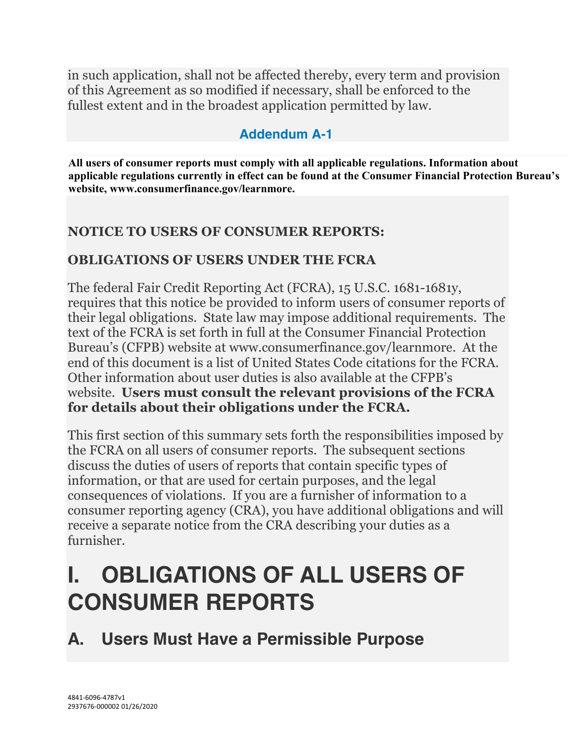in such application, shall not be affected thereby, every term and provision of this Agreement as so modified if necessary, shall be enforced to the fullest extent and in the broadest application permitted by law.

## Addendum A-1

**All users of consumer reports must comply with all applicable regulations. Information about applicable regulations currently in effect can be found at the Consumer Financial Protection Bureau's website, www.consumerfinance.gov/learnmore.**

**NOTICE TO USERS OF CONSUMER REPORTS:**

**OBLIGATIONS OF USERS UNDER THE FCRA**

The federal Fair Credit Reporting Act (FCRA), 15 U.S.C. 1681-1681y, requires that this notice be provided to inform users of consumer reports of their legal obligations. State law may impose additional requirements. The text of the FCRA is set forth in full at the Consumer Financial Protection Bureau's (CFPB) website at www.consumerfinance.gov/learnmore. At the end of this document is a list of United States Code citations for the FCRA. Other information about user duties is also available at the CFPB's website. **Users must consult the relevant provisions of the FCRA for details about their obligations under the FCRA.**

This first section of this summary sets forth the responsibilities imposed by the FCRA on all users of consumer reports. The subsequent sections discuss the duties of users of reports that contain specific types of information, or that are used for certain purposes, and the legal consequences of violations. If you are a furnisher of information to a consumer reporting agency (CRA), you have additional obligations and will receive a separate notice from the CRA describing your duties as a furnisher.

# I. OBLIGATIONS OF ALL USERS OF CONSUMER REPORTS

## A. Users Must Have a Permissible Purpose

4841-6096-4787v1
2937676-000002 01/26/2020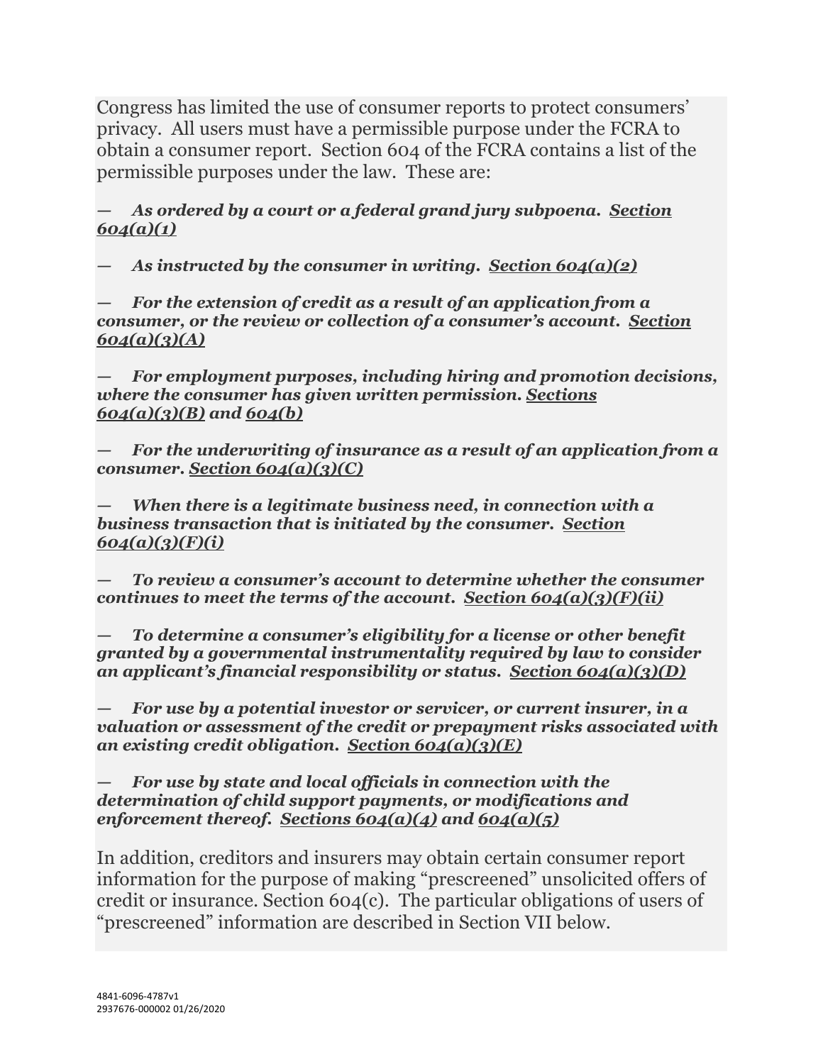Congress has limited the use of consumer reports to protect consumers' privacy. All users must have a permissible purpose under the FCRA to obtain a consumer report. Section 604 of the FCRA contains a list of the permissible purposes under the law. These are:

— ***As ordered by a court or a federal grand jury subpoena.*** ***Section 604(a)(1)***

— ***As instructed by the consumer in writing.*** ***Section 604(a)(2)***

— ***For the extension of credit as a result of an application from a consumer, or the review or collection of a consumer's account.*** ***Section 604(a)(3)(A)***

— ***For employment purposes, including hiring and promotion decisions, where the consumer has given written permission.*** ***Sections 604(a)(3)(B) and 604(b)***

— ***For the underwriting of insurance as a result of an application from a consumer.*** ***Section 604(a)(3)(C)***

— ***When there is a legitimate business need, in connection with a business transaction that is initiated by the consumer.*** ***Section 604(a)(3)(F)(i)***

— ***To review a consumer's account to determine whether the consumer continues to meet the terms of the account.*** ***Section 604(a)(3)(F)(ii)***

— ***To determine a consumer's eligibility for a license or other benefit granted by a governmental instrumentality required by law to consider an applicant's financial responsibility or status.*** ***Section 604(a)(3)(D)***

— ***For use by a potential investor or servicer, or current insurer, in a valuation or assessment of the credit or prepayment risks associated with an existing credit obligation.*** ***Section 604(a)(3)(E)***

— ***For use by state and local officials in connection with the determination of child support payments, or modifications and enforcement thereof.*** ***Sections 604(a)(4) and 604(a)(5)***

In addition, creditors and insurers may obtain certain consumer report information for the purpose of making "prescreened" unsolicited offers of credit or insurance. Section 604(c). The particular obligations of users of "prescreened" information are described in Section VII below.

4841-6096-4787v1
2937676-000002 01/26/2020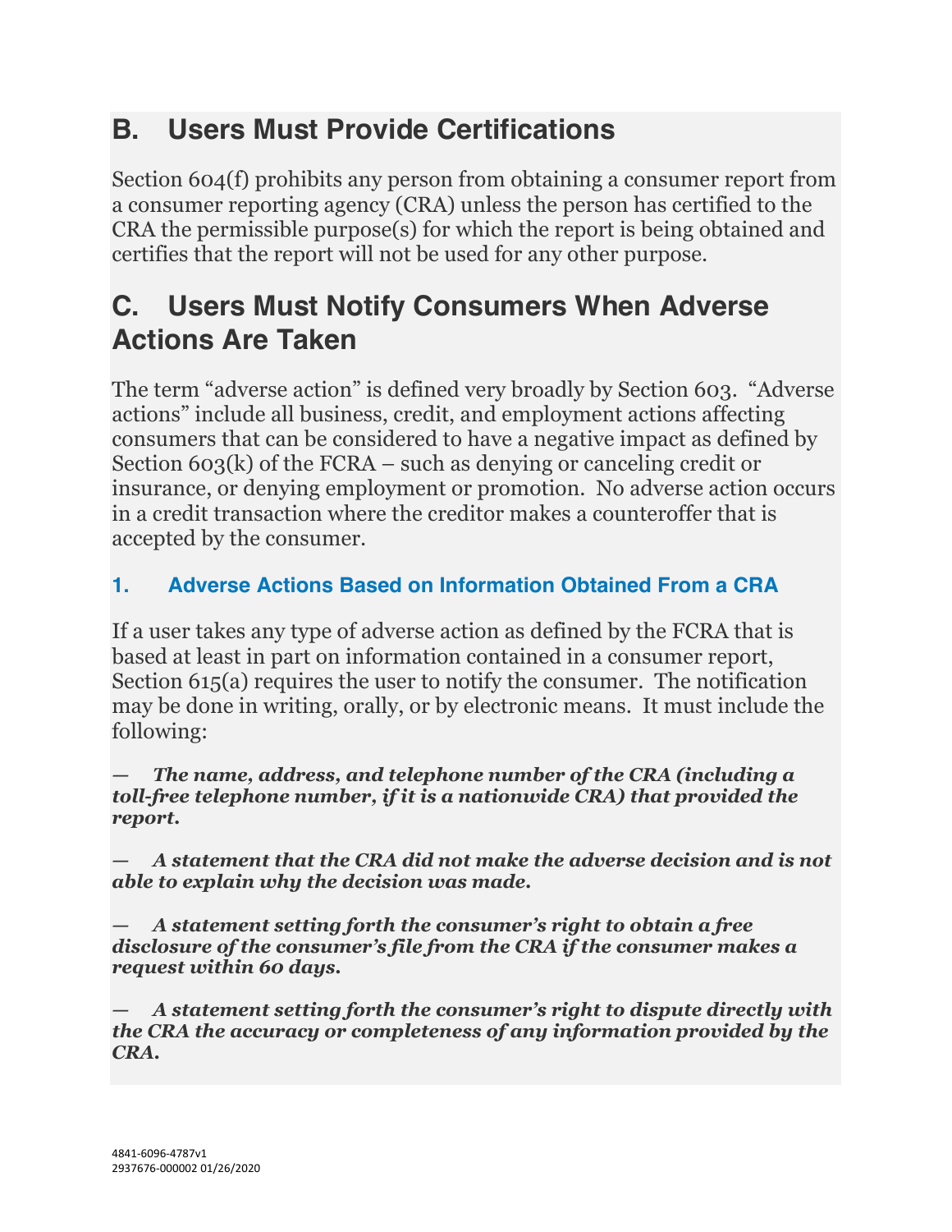## B. Users Must Provide Certifications

Section 604(f) prohibits any person from obtaining a consumer report from a consumer reporting agency (CRA) unless the person has certified to the CRA the permissible purpose(s) for which the report is being obtained and certifies that the report will not be used for any other purpose.

## C. Users Must Notify Consumers When Adverse Actions Are Taken

The term "adverse action" is defined very broadly by Section 603. "Adverse actions" include all business, credit, and employment actions affecting consumers that can be considered to have a negative impact as defined by Section 603(k) of the FCRA – such as denying or canceling credit or insurance, or denying employment or promotion. No adverse action occurs in a credit transaction where the creditor makes a counteroffer that is accepted by the consumer.

### 1. Adverse Actions Based on Information Obtained From a CRA

If a user takes any type of adverse action as defined by the FCRA that is based at least in part on information contained in a consumer report, Section 615(a) requires the user to notify the consumer. The notification may be done in writing, orally, or by electronic means. It must include the following:

— ***The name, address, and telephone number of the CRA (including a toll-free telephone number, if it is a nationwide CRA) that provided the report.***

— ***A statement that the CRA did not make the adverse decision and is not able to explain why the decision was made.***

— ***A statement setting forth the consumer's right to obtain a free disclosure of the consumer's file from the CRA if the consumer makes a request within 60 days.***

— ***A statement setting forth the consumer's right to dispute directly with the CRA the accuracy or completeness of any information provided by the CRA.***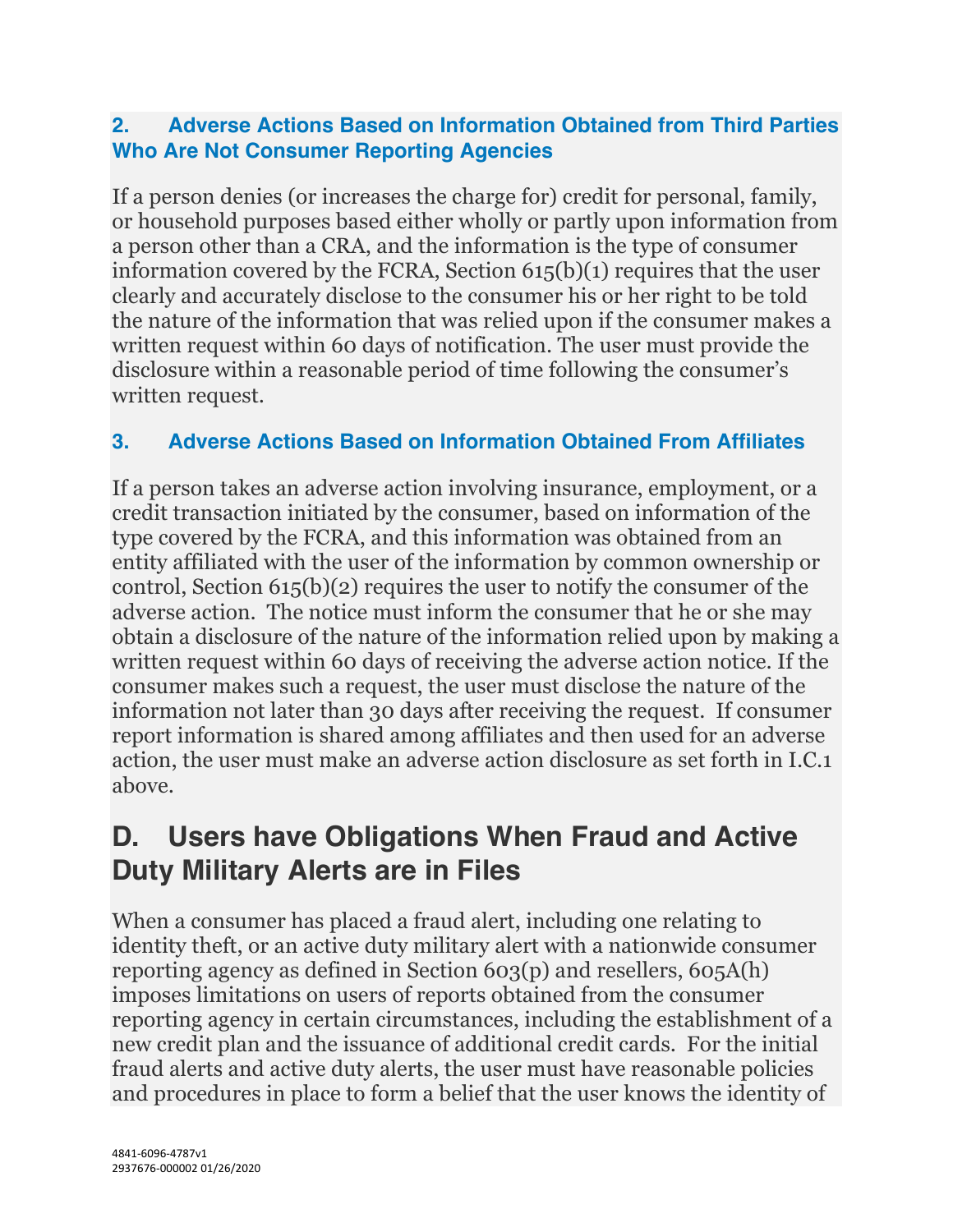### 2. Adverse Actions Based on Information Obtained from Third Parties Who Are Not Consumer Reporting Agencies

If a person denies (or increases the charge for) credit for personal, family, or household purposes based either wholly or partly upon information from a person other than a CRA, and the information is the type of consumer information covered by the FCRA, Section 615(b)(1) requires that the user clearly and accurately disclose to the consumer his or her right to be told the nature of the information that was relied upon if the consumer makes a written request within 60 days of notification. The user must provide the disclosure within a reasonable period of time following the consumer's written request.

### 3. Adverse Actions Based on Information Obtained From Affiliates

If a person takes an adverse action involving insurance, employment, or a credit transaction initiated by the consumer, based on information of the type covered by the FCRA, and this information was obtained from an entity affiliated with the user of the information by common ownership or control, Section 615(b)(2) requires the user to notify the consumer of the adverse action. The notice must inform the consumer that he or she may obtain a disclosure of the nature of the information relied upon by making a written request within 60 days of receiving the adverse action notice. If the consumer makes such a request, the user must disclose the nature of the information not later than 30 days after receiving the request. If consumer report information is shared among affiliates and then used for an adverse action, the user must make an adverse action disclosure as set forth in I.C.1 above.

## D. Users have Obligations When Fraud and Active Duty Military Alerts are in Files

When a consumer has placed a fraud alert, including one relating to identity theft, or an active duty military alert with a nationwide consumer reporting agency as defined in Section 603(p) and resellers, 605A(h) imposes limitations on users of reports obtained from the consumer reporting agency in certain circumstances, including the establishment of a new credit plan and the issuance of additional credit cards. For the initial fraud alerts and active duty alerts, the user must have reasonable policies and procedures in place to form a belief that the user knows the identity of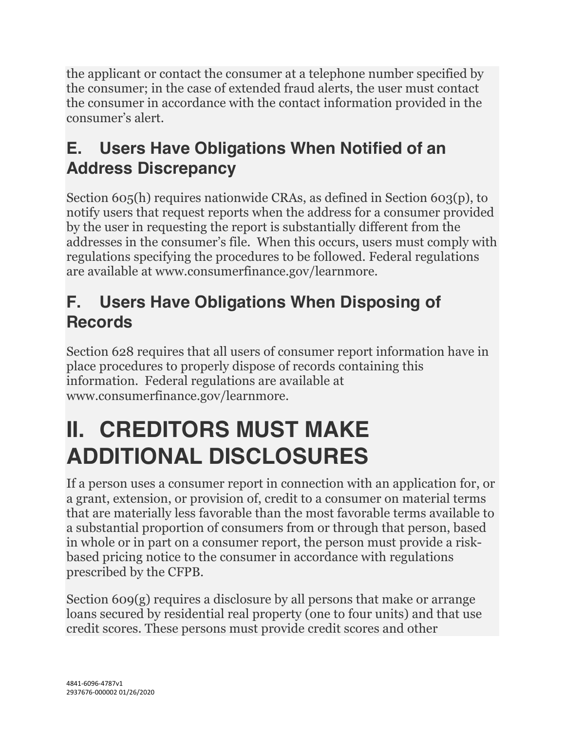the applicant or contact the consumer at a telephone number specified by the consumer; in the case of extended fraud alerts, the user must contact the consumer in accordance with the contact information provided in the consumer's alert.

## E. Users Have Obligations When Notified of an Address Discrepancy

Section 605(h) requires nationwide CRAs, as defined in Section 603(p), to notify users that request reports when the address for a consumer provided by the user in requesting the report is substantially different from the addresses in the consumer's file. When this occurs, users must comply with regulations specifying the procedures to be followed. Federal regulations are available at www.consumerfinance.gov/learnmore.

## F. Users Have Obligations When Disposing of Records

Section 628 requires that all users of consumer report information have in place procedures to properly dispose of records containing this information. Federal regulations are available at www.consumerfinance.gov/learnmore.

# II. CREDITORS MUST MAKE ADDITIONAL DISCLOSURES

If a person uses a consumer report in connection with an application for, or a grant, extension, or provision of, credit to a consumer on material terms that are materially less favorable than the most favorable terms available to a substantial proportion of consumers from or through that person, based in whole or in part on a consumer report, the person must provide a risk-based pricing notice to the consumer in accordance with regulations prescribed by the CFPB.

Section 609(g) requires a disclosure by all persons that make or arrange loans secured by residential real property (one to four units) and that use credit scores. These persons must provide credit scores and other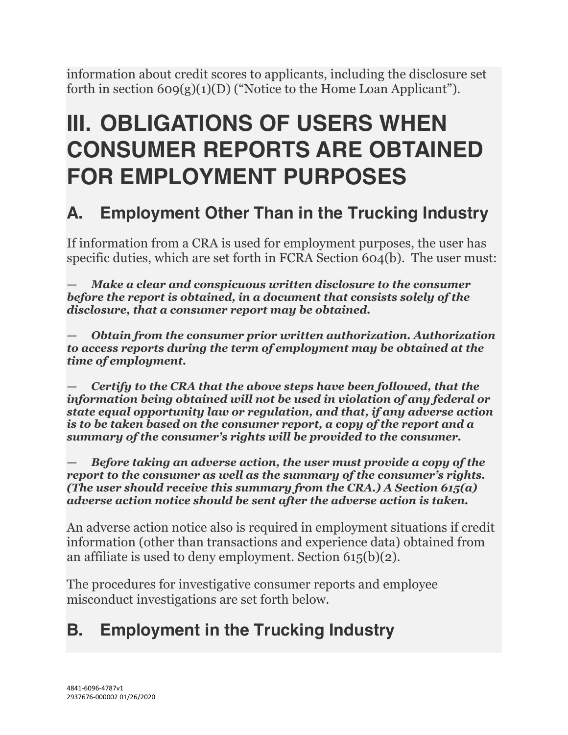information about credit scores to applicants, including the disclosure set forth in section 609(g)(1)(D) (“Notice to the Home Loan Applicant”).

# III. OBLIGATIONS OF USERS WHEN CONSUMER REPORTS ARE OBTAINED FOR EMPLOYMENT PURPOSES

## A. Employment Other Than in the Trucking Industry

If information from a CRA is used for employment purposes, the user has specific duties, which are set forth in FCRA Section 604(b). The user must:

— ***Make a clear and conspicuous written disclosure to the consumer before the report is obtained, in a document that consists solely of the disclosure, that a consumer report may be obtained.***

— ***Obtain from the consumer prior written authorization. Authorization to access reports during the term of employment may be obtained at the time of employment.***

— ***Certify to the CRA that the above steps have been followed, that the information being obtained will not be used in violation of any federal or state equal opportunity law or regulation, and that, if any adverse action is to be taken based on the consumer report, a copy of the report and a summary of the consumer's rights will be provided to the consumer.***

— ***Before taking an adverse action, the user must provide a copy of the report to the consumer as well as the summary of the consumer's rights. (The user should receive this summary from the CRA.) A Section 615(a) adverse action notice should be sent after the adverse action is taken.***

An adverse action notice also is required in employment situations if credit information (other than transactions and experience data) obtained from an affiliate is used to deny employment. Section 615(b)(2).

The procedures for investigative consumer reports and employee misconduct investigations are set forth below.

## B. Employment in the Trucking Industry

4841-6096-4787v1
2937676-000002 01/26/2020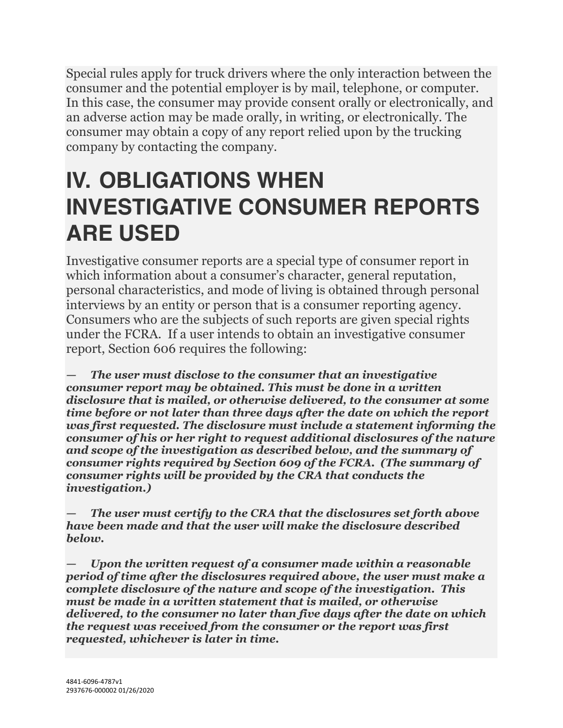Special rules apply for truck drivers where the only interaction between the consumer and the potential employer is by mail, telephone, or computer. In this case, the consumer may provide consent orally or electronically, and an adverse action may be made orally, in writing, or electronically. The consumer may obtain a copy of any report relied upon by the trucking company by contacting the company.

# IV. OBLIGATIONS WHEN INVESTIGATIVE CONSUMER REPORTS ARE USED

Investigative consumer reports are a special type of consumer report in which information about a consumer's character, general reputation, personal characteristics, and mode of living is obtained through personal interviews by an entity or person that is a consumer reporting agency. Consumers who are the subjects of such reports are given special rights under the FCRA. If a user intends to obtain an investigative consumer report, Section 606 requires the following:

***— The user must disclose to the consumer that an investigative consumer report may be obtained. This must be done in a written disclosure that is mailed, or otherwise delivered, to the consumer at some time before or not later than three days after the date on which the report was first requested. The disclosure must include a statement informing the consumer of his or her right to request additional disclosures of the nature and scope of the investigation as described below, and the summary of consumer rights required by Section 609 of the FCRA. (The summary of consumer rights will be provided by the CRA that conducts the investigation.)***

***— The user must certify to the CRA that the disclosures set forth above have been made and that the user will make the disclosure described below.***

***— Upon the written request of a consumer made within a reasonable period of time after the disclosures required above, the user must make a complete disclosure of the nature and scope of the investigation. This must be made in a written statement that is mailed, or otherwise delivered, to the consumer no later than five days after the date on which the request was received from the consumer or the report was first requested, whichever is later in time.***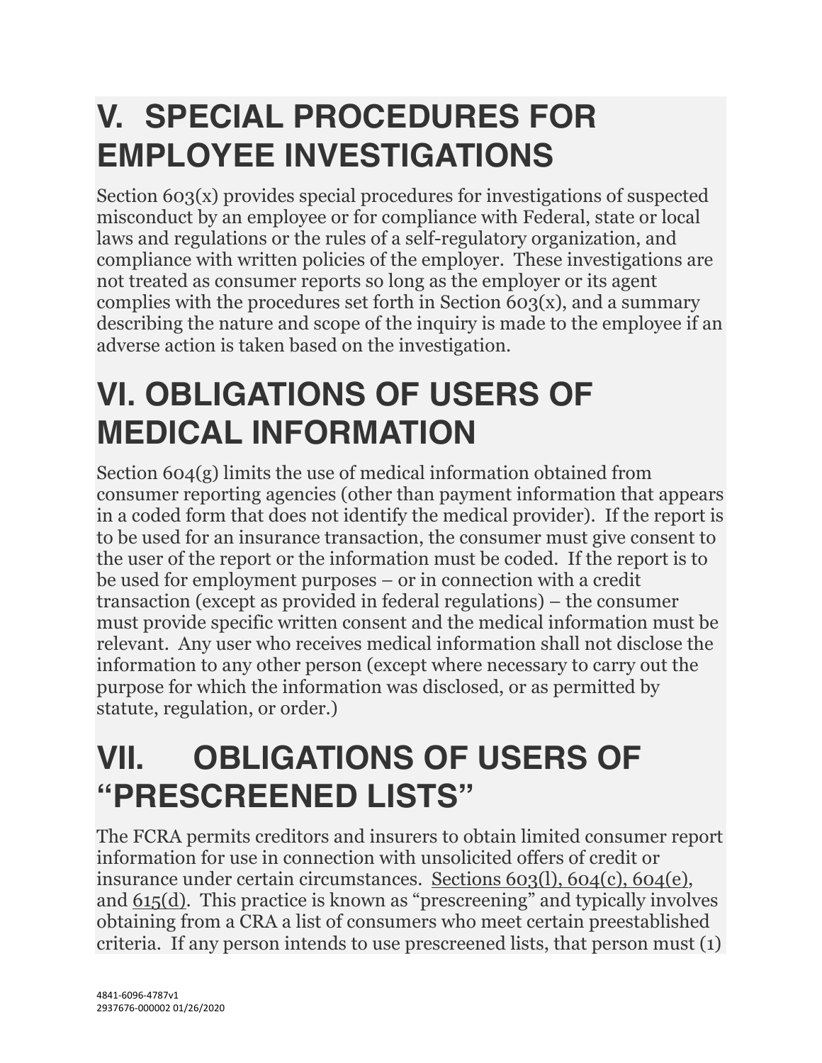# V. SPECIAL PROCEDURES FOR EMPLOYEE INVESTIGATIONS

Section 603(x) provides special procedures for investigations of suspected misconduct by an employee or for compliance with Federal, state or local laws and regulations or the rules of a self-regulatory organization, and compliance with written policies of the employer. These investigations are not treated as consumer reports so long as the employer or its agent complies with the procedures set forth in Section 603(x), and a summary describing the nature and scope of the inquiry is made to the employee if an adverse action is taken based on the investigation.

# VI. OBLIGATIONS OF USERS OF MEDICAL INFORMATION

Section 604(g) limits the use of medical information obtained from consumer reporting agencies (other than payment information that appears in a coded form that does not identify the medical provider). If the report is to be used for an insurance transaction, the consumer must give consent to the user of the report or the information must be coded. If the report is to be used for employment purposes – or in connection with a credit transaction (except as provided in federal regulations) – the consumer must provide specific written consent and the medical information must be relevant. Any user who receives medical information shall not disclose the information to any other person (except where necessary to carry out the purpose for which the information was disclosed, or as permitted by statute, regulation, or order.)

# VII. OBLIGATIONS OF USERS OF "PRESCREENED LISTS"

The FCRA permits creditors and insurers to obtain limited consumer report information for use in connection with unsolicited offers of credit or insurance under certain circumstances. Sections 603(l), 604(c), 604(e), and 615(d). This practice is known as "prescreening" and typically involves obtaining from a CRA a list of consumers who meet certain preestablished criteria. If any person intends to use prescreened lists, that person must (1)

4841-6096-4787v1
2937676-000002 01/26/2020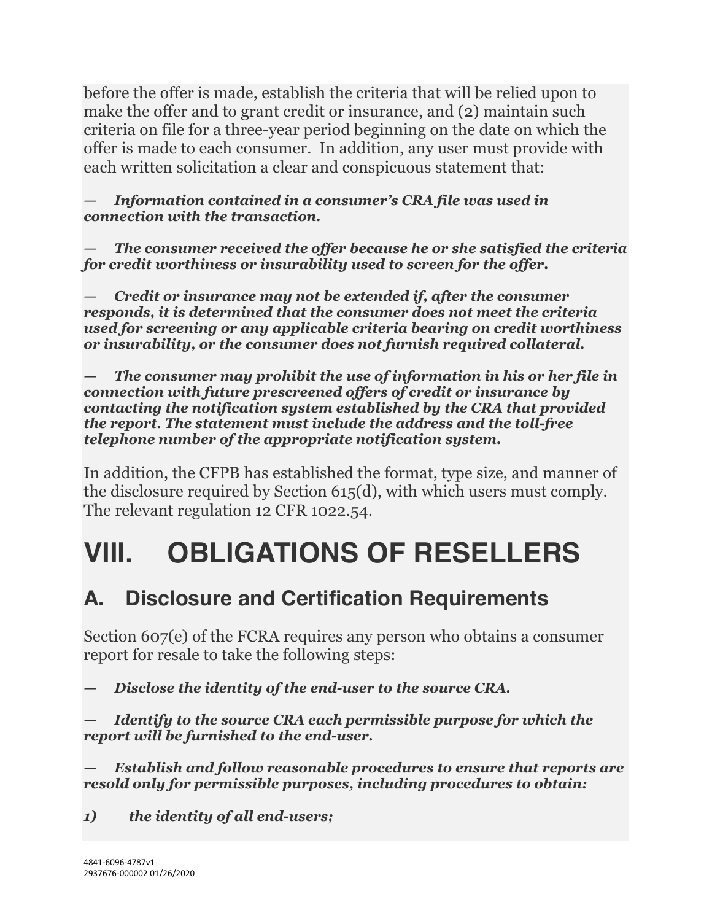before the offer is made, establish the criteria that will be relied upon to make the offer and to grant credit or insurance, and (2) maintain such criteria on file for a three-year period beginning on the date on which the offer is made to each consumer. In addition, any user must provide with each written solicitation a clear and conspicuous statement that:

— ***Information contained in a consumer's CRA file was used in connection with the transaction.***

— ***The consumer received the offer because he or she satisfied the criteria for credit worthiness or insurability used to screen for the offer.***

— ***Credit or insurance may not be extended if, after the consumer responds, it is determined that the consumer does not meet the criteria used for screening or any applicable criteria bearing on credit worthiness or insurability, or the consumer does not furnish required collateral.***

— ***The consumer may prohibit the use of information in his or her file in connection with future prescreened offers of credit or insurance by contacting the notification system established by the CRA that provided the report. The statement must include the address and the toll-free telephone number of the appropriate notification system.***

In addition, the CFPB has established the format, type size, and manner of the disclosure required by Section 615(d), with which users must comply. The relevant regulation 12 CFR 1022.54.

# VIII. OBLIGATIONS OF RESELLERS

## A. Disclosure and Certification Requirements

Section 607(e) of the FCRA requires any person who obtains a consumer report for resale to take the following steps:

— ***Disclose the identity of the end-user to the source CRA.***

— ***Identify to the source CRA each permissible purpose for which the report will be furnished to the end-user.***

— ***Establish and follow reasonable procedures to ensure that reports are resold only for permissible purposes, including procedures to obtain:***

***1) the identity of all end-users;***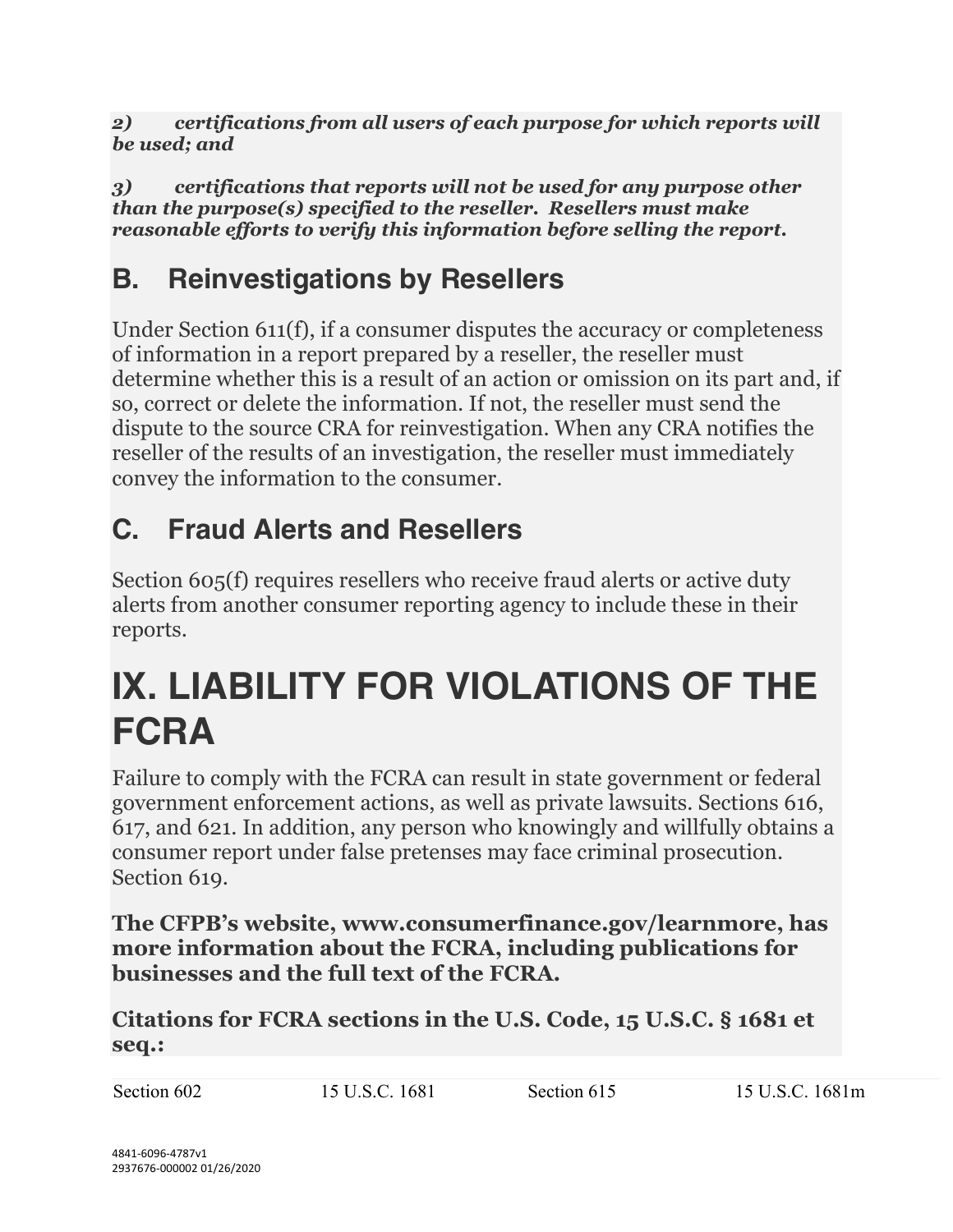***2) certifications from all users of each purpose for which reports will be used; and***

***3) certifications that reports will not be used for any purpose other than the purpose(s) specified to the reseller. Resellers must make reasonable efforts to verify this information before selling the report.***

## B. Reinvestigations by Resellers

Under Section 611(f), if a consumer disputes the accuracy or completeness of information in a report prepared by a reseller, the reseller must determine whether this is a result of an action or omission on its part and, if so, correct or delete the information. If not, the reseller must send the dispute to the source CRA for reinvestigation. When any CRA notifies the reseller of the results of an investigation, the reseller must immediately convey the information to the consumer.

## C. Fraud Alerts and Resellers

Section 605(f) requires resellers who receive fraud alerts or active duty alerts from another consumer reporting agency to include these in their reports.

# IX. LIABILITY FOR VIOLATIONS OF THE FCRA

Failure to comply with the FCRA can result in state government or federal government enforcement actions, as well as private lawsuits. Sections 616, 617, and 621. In addition, any person who knowingly and willfully obtains a consumer report under false pretenses may face criminal prosecution. Section 619.

**The CFPB's website, www.consumerfinance.gov/learnmore, has more information about the FCRA, including publications for businesses and the full text of the FCRA.**

**Citations for FCRA sections in the U.S. Code, 15 U.S.C. § 1681 et seq.:**

| Section 602 | 15 U.S.C. 1681 | Section 615 | 15 U.S.C. 1681m |
|---|---|---|---|

4841-6096-4787v1
2937676-000002 01/26/2020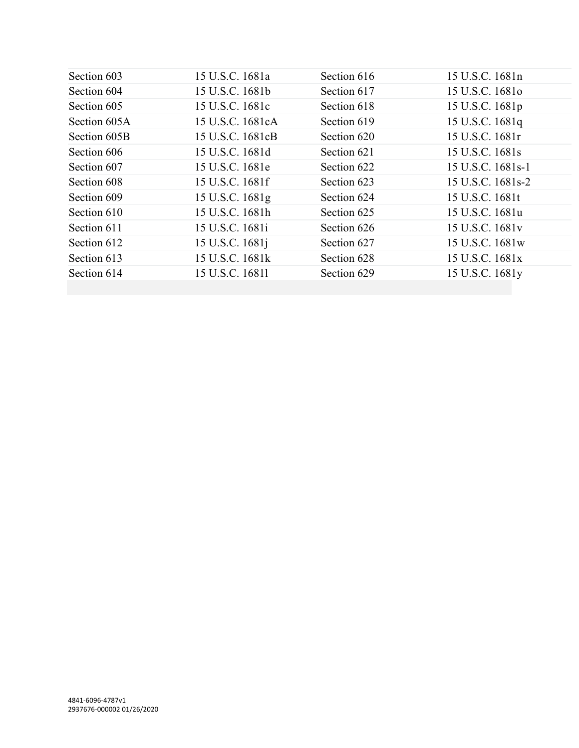| | | | |
|---|---|---|---|
| Section 603 | 15 U.S.C. 1681a | Section 616 | 15 U.S.C. 1681n |
| Section 604 | 15 U.S.C. 1681b | Section 617 | 15 U.S.C. 1681o |
| Section 605 | 15 U.S.C. 1681c | Section 618 | 15 U.S.C. 1681p |
| Section 605A | 15 U.S.C. 1681cA | Section 619 | 15 U.S.C. 1681q |
| Section 605B | 15 U.S.C. 1681cB | Section 620 | 15 U.S.C. 1681r |
| Section 606 | 15 U.S.C. 1681d | Section 621 | 15 U.S.C. 1681s |
| Section 607 | 15 U.S.C. 1681e | Section 622 | 15 U.S.C. 1681s-1 |
| Section 608 | 15 U.S.C. 1681f | Section 623 | 15 U.S.C. 1681s-2 |
| Section 609 | 15 U.S.C. 1681g | Section 624 | 15 U.S.C. 1681t |
| Section 610 | 15 U.S.C. 1681h | Section 625 | 15 U.S.C. 1681u |
| Section 611 | 15 U.S.C. 1681i | Section 626 | 15 U.S.C. 1681v |
| Section 612 | 15 U.S.C. 1681j | Section 627 | 15 U.S.C. 1681w |
| Section 613 | 15 U.S.C. 1681k | Section 628 | 15 U.S.C. 1681x |
| Section 614 | 15 U.S.C. 1681l | Section 629 | 15 U.S.C. 1681y |

4841-6096-4787v1
2937676-000002 01/26/2020